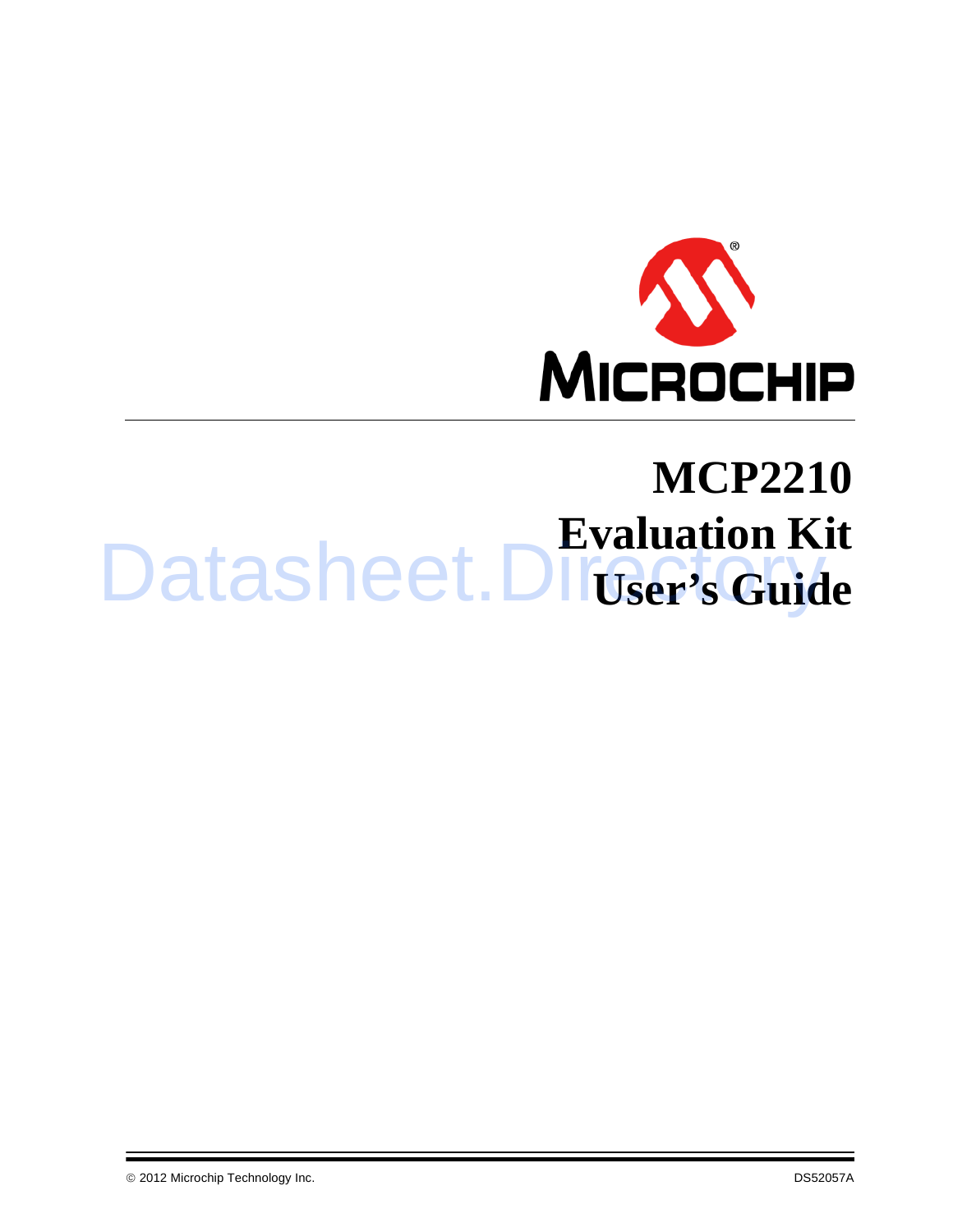# MCP2210 Evaluation Kit User's Guide

© 2012 Microchip Technology Inc. DS52057A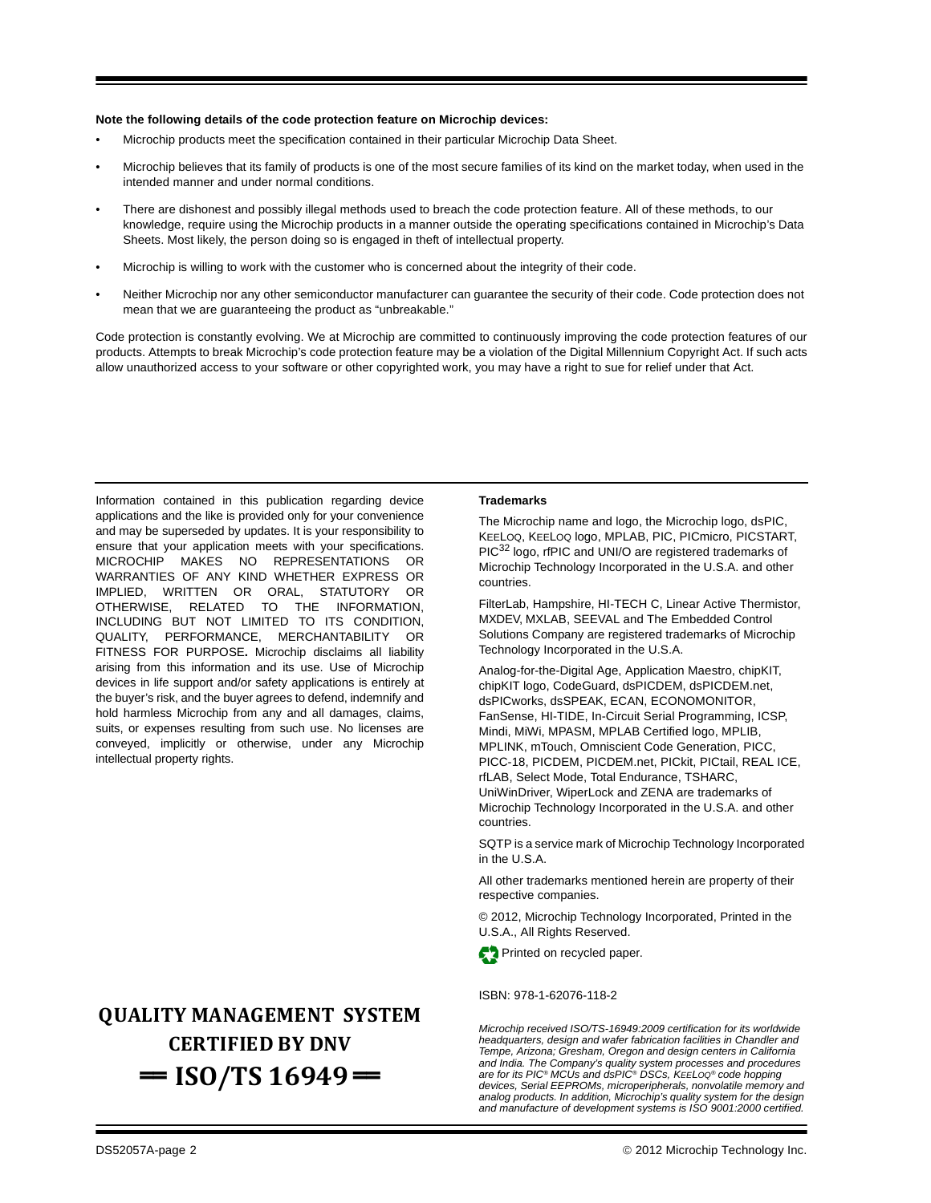**Note the following details of the code protection feature on Microchip devices:**

- Microchip products meet the specification contained in their particular Microchip Data Sheet.
- Microchip believes that its family of products is one of the most secure families of its kind on the market today, when used in the intended manner and under normal conditions.
- There are dishonest and possibly illegal methods used to breach the code protection feature. All of these methods, to our knowledge, require using the Microchip products in a manner outside the operating specifications contained in Microchip's Data Sheets. Most likely, the person doing so is engaged in theft of intellectual property.
- Microchip is willing to work with the customer who is concerned about the integrity of their code.
- Neither Microchip nor any other semiconductor manufacturer can guarantee the security of their code. Code protection does not mean that we are guaranteeing the product as "unbreakable."

Code protection is constantly evolving. We at Microchip are committed to continuously improving the code protection features of our products. Attempts to break Microchip's code protection feature may be a violation of the Digital Millennium Copyright Act. If such acts allow unauthorized access to your software or other copyrighted work, you may have a right to sue for relief under that Act.

---

Information contained in this publication regarding device applications and the like is provided only for your convenience and may be superseded by updates. It is your responsibility to ensure that your application meets with your specifications. MICROCHIP MAKES NO REPRESENTATIONS OR WARRANTIES OF ANY KIND WHETHER EXPRESS OR IMPLIED, WRITTEN OR ORAL, STATUTORY OR OTHERWISE, RELATED TO THE INFORMATION, INCLUDING BUT NOT LIMITED TO ITS CONDITION, QUALITY, PERFORMANCE, MERCHANTABILITY OR FITNESS FOR PURPOSE**.** Microchip disclaims all liability arising from this information and its use. Use of Microchip devices in life support and/or safety applications is entirely at the buyer's risk, and the buyer agrees to defend, indemnify and hold harmless Microchip from any and all damages, claims, suits, or expenses resulting from such use. No licenses are conveyed, implicitly or otherwise, under any Microchip intellectual property rights.

**Trademarks**

The Microchip name and logo, the Microchip logo, dsPIC, KEELOQ, KEELOQ logo, MPLAB, PIC, PICmicro, PICSTART, PIC$^{32}$ logo, rfPIC and UNI/O are registered trademarks of Microchip Technology Incorporated in the U.S.A. and other countries.

FilterLab, Hampshire, HI-TECH C, Linear Active Thermistor, MXDEV, MXLAB, SEEVAL and The Embedded Control Solutions Company are registered trademarks of Microchip Technology Incorporated in the U.S.A.

Analog-for-the-Digital Age, Application Maestro, chipKIT, chipKIT logo, CodeGuard, dsPICDEM, dsPICDEM.net, dsPICworks, dsSPEAK, ECAN, ECONOMONITOR, FanSense, HI-TIDE, In-Circuit Serial Programming, ICSP, Mindi, MiWi, MPASM, MPLAB Certified logo, MPLIB, MPLINK, mTouch, Omniscient Code Generation, PICC, PICC-18, PICDEM, PICDEM.net, PICkit, PICtail, REAL ICE, rfLAB, Select Mode, Total Endurance, TSHARC, UniWinDriver, WiperLock and ZENA are trademarks of Microchip Technology Incorporated in the U.S.A. and other countries.

SQTP is a service mark of Microchip Technology Incorporated in the U.S.A.

All other trademarks mentioned herein are property of their respective companies.

© 2012, Microchip Technology Incorporated, Printed in the U.S.A., All Rights Reserved.

Printed on recycled paper.

ISBN: 978-1-62076-118-2

**QUALITY MANAGEMENT SYSTEM CERTIFIED BY DNV**

**== ISO/TS 16949 ==**

*Microchip received ISO/TS-16949:2009 certification for its worldwide headquarters, design and wafer fabrication facilities in Chandler and Tempe, Arizona; Gresham, Oregon and design centers in California and India. The Company's quality system processes and procedures are for its PIC® MCUs and dsPIC® DSCs, KEELOQ® code hopping devices, Serial EEPROMs, microperipherals, nonvolatile memory and analog products. In addition, Microchip's quality system for the design and manufacture of development systems is ISO 9001:2000 certified.*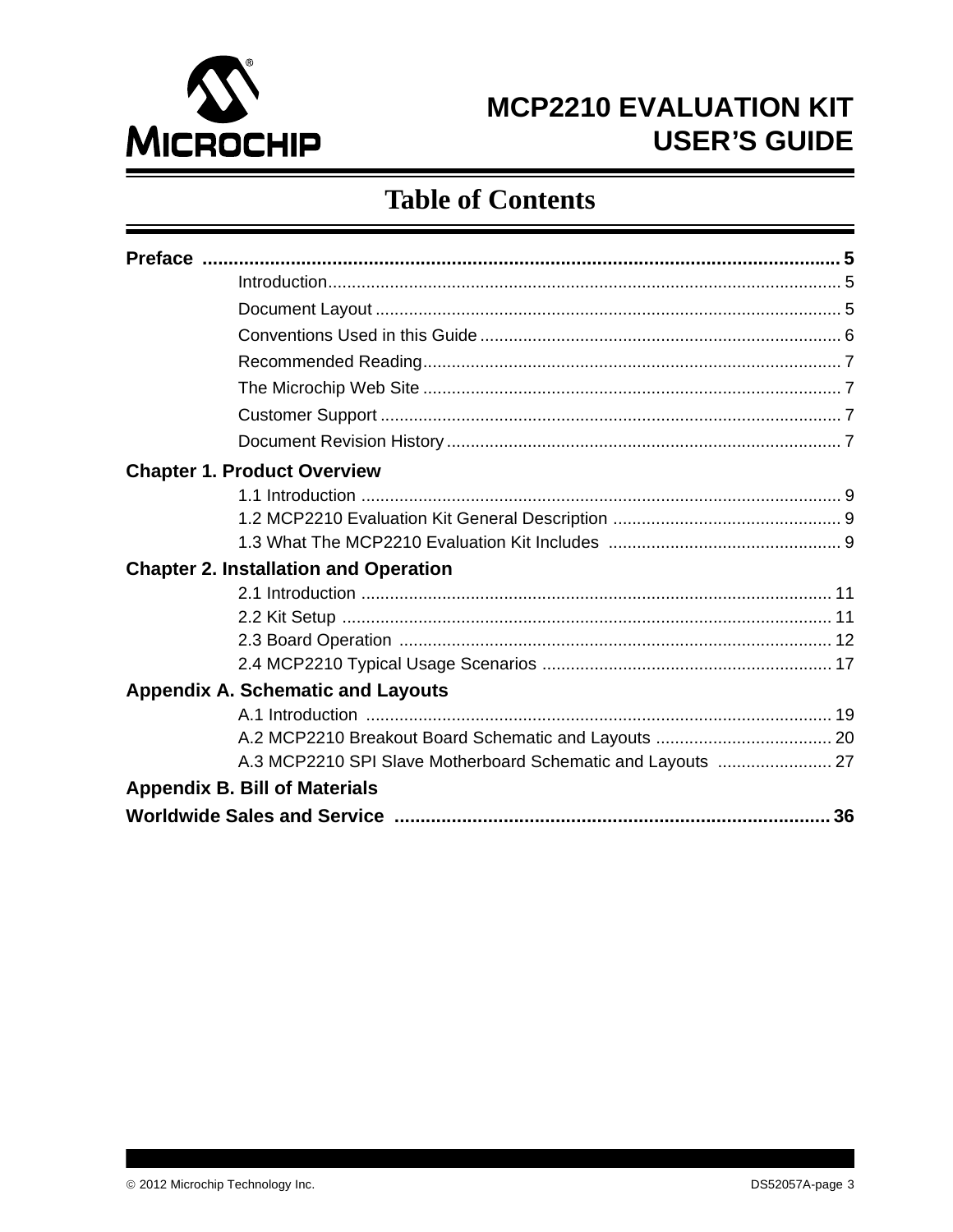# MCP2210 EVALUATION KIT USER'S GUIDE

## Table of Contents

**Preface** ..... 5

- Introduction ..... 5
- Document Layout ..... 5
- Conventions Used in this Guide ..... 6
- Recommended Reading ..... 7
- The Microchip Web Site ..... 7
- Customer Support ..... 7
- Document Revision History ..... 7

**Chapter 1. Product Overview**

- 1.1 Introduction ..... 9
- 1.2 MCP2210 Evaluation Kit General Description ..... 9
- 1.3 What The MCP2210 Evaluation Kit Includes ..... 9

**Chapter 2. Installation and Operation**

- 2.1 Introduction ..... 11
- 2.2 Kit Setup ..... 11
- 2.3 Board Operation ..... 12
- 2.4 MCP2210 Typical Usage Scenarios ..... 17

**Appendix A. Schematic and Layouts**

- A.1 Introduction ..... 19
- A.2 MCP2210 Breakout Board Schematic and Layouts ..... 20
- A.3 MCP2210 SPI Slave Motherboard Schematic and Layouts ..... 27

**Appendix B. Bill of Materials**

**Worldwide Sales and Service** ..... 36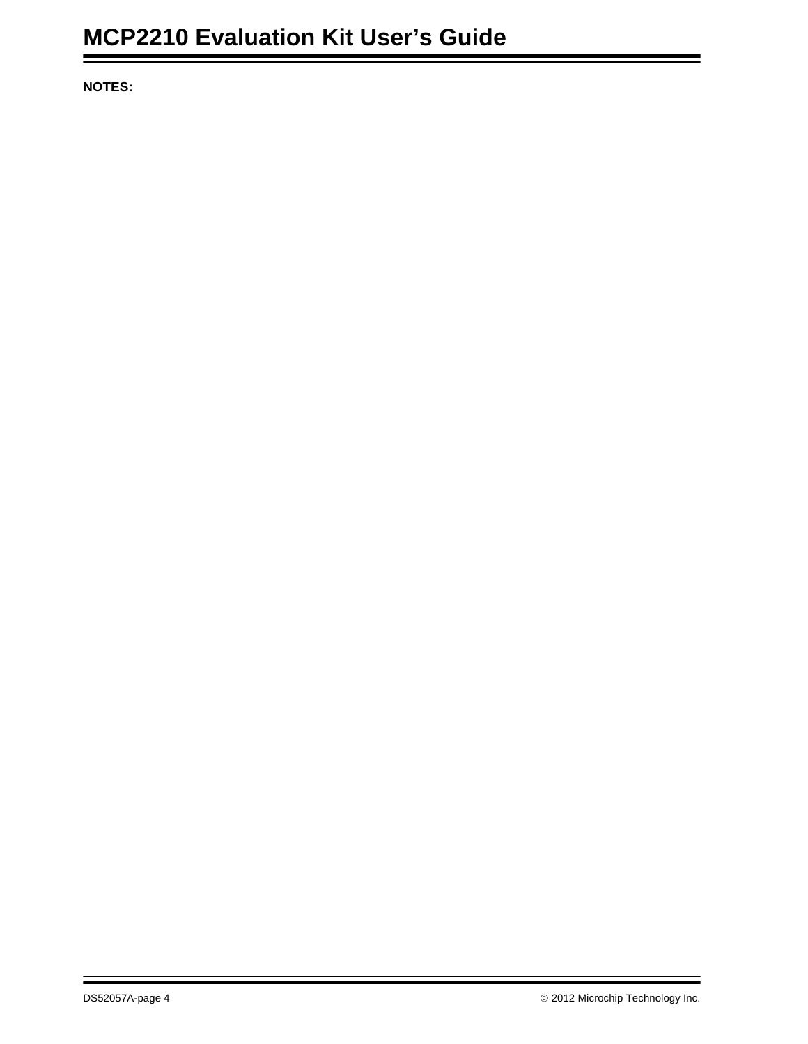NOTES: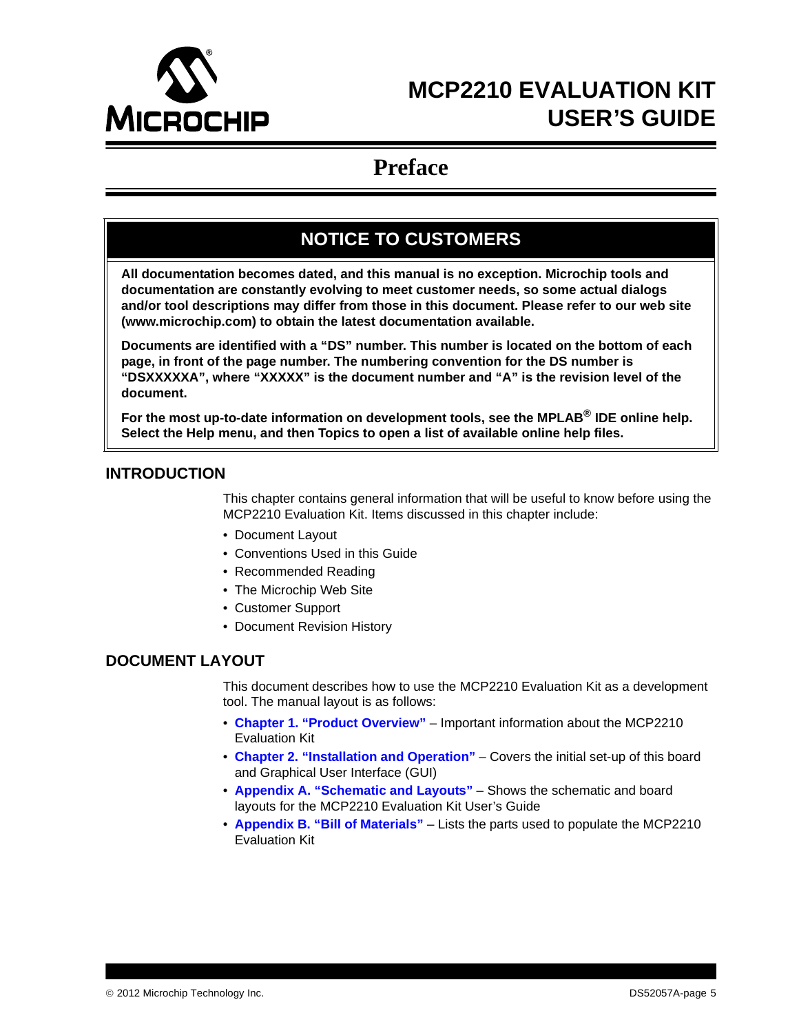# MCP2210 EVALUATION KIT USER'S GUIDE

## Preface

> **NOTICE TO CUSTOMERS**
>
> **All documentation becomes dated, and this manual is no exception. Microchip tools and documentation are constantly evolving to meet customer needs, so some actual dialogs and/or tool descriptions may differ from those in this document. Please refer to our web site (www.microchip.com) to obtain the latest documentation available.**
>
> **Documents are identified with a "DS" number. This number is located on the bottom of each page, in front of the page number. The numbering convention for the DS number is "DSXXXXXA", where "XXXXX" is the document number and "A" is the revision level of the document.**
>
> **For the most up-to-date information on development tools, see the MPLAB® IDE online help. Select the Help menu, and then Topics to open a list of available online help files.**

### INTRODUCTION

This chapter contains general information that will be useful to know before using the MCP2210 Evaluation Kit. Items discussed in this chapter include:

- Document Layout
- Conventions Used in this Guide
- Recommended Reading
- The Microchip Web Site
- Customer Support
- Document Revision History

### DOCUMENT LAYOUT

This document describes how to use the MCP2210 Evaluation Kit as a development tool. The manual layout is as follows:

- **Chapter 1. "Product Overview"** – Important information about the MCP2210 Evaluation Kit
- **Chapter 2. "Installation and Operation"** – Covers the initial set-up of this board and Graphical User Interface (GUI)
- **Appendix A. "Schematic and Layouts"** – Shows the schematic and board layouts for the MCP2210 Evaluation Kit User's Guide
- **Appendix B. "Bill of Materials"** – Lists the parts used to populate the MCP2210 Evaluation Kit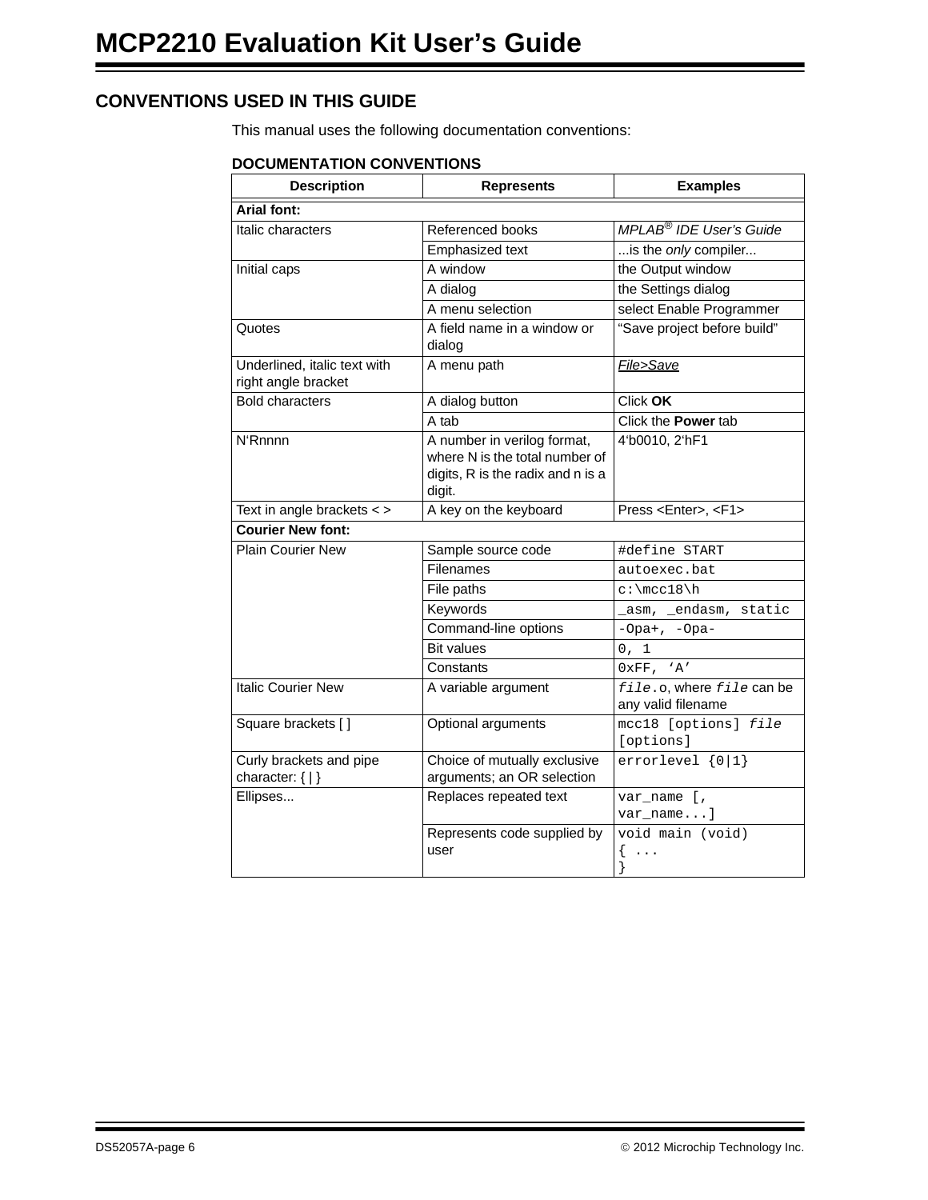## CONVENTIONS USED IN THIS GUIDE

This manual uses the following documentation conventions:

**DOCUMENTATION CONVENTIONS**

| Description | Represents | Examples |
|---|---|---|
| **Arial font:** | | |
| Italic characters | Referenced books | *MPLAB® IDE User's Guide* |
| | Emphasized text | ...is the *only* compiler... |
| Initial caps | A window | the Output window |
| | A dialog | the Settings dialog |
| | A menu selection | select Enable Programmer |
| Quotes | A field name in a window or dialog | "Save project before build" |
| Underlined, italic text with right angle bracket | A menu path | <u>*File>Save*</u> |
| Bold characters | A dialog button | Click **OK** |
| | A tab | Click the **Power** tab |
| N'Rnnnn | A number in verilog format, where N is the total number of digits, R is the radix and n is a digit. | 4'b0010, 2'hF1 |
| Text in angle brackets < > | A key on the keyboard | Press <Enter>, <F1> |
| **Courier New font:** | | |
| Plain Courier New | Sample source code | `#define START` |
| | Filenames | `autoexec.bat` |
| | File paths | `c:\mcc18\h` |
| | Keywords | `_asm, _endasm, static` |
| | Command-line options | `-Opa+, -Opa-` |
| | Bit values | `0, 1` |
| | Constants | `0xFF, 'A'` |
| Italic Courier New | A variable argument | *`file`*`.o`, where *`file`* can be any valid filename |
| Square brackets [ ] | Optional arguments | `mcc18 [options]` *`file`* `[options]` |
| Curly brackets and pipe character: { \| } | Choice of mutually exclusive arguments; an OR selection | `errorlevel {0\|1}` |
| Ellipses... | Replaces repeated text | `var_name [, var_name...]` |
| | Represents code supplied by user | `void main (void)` `{ ...` `}` |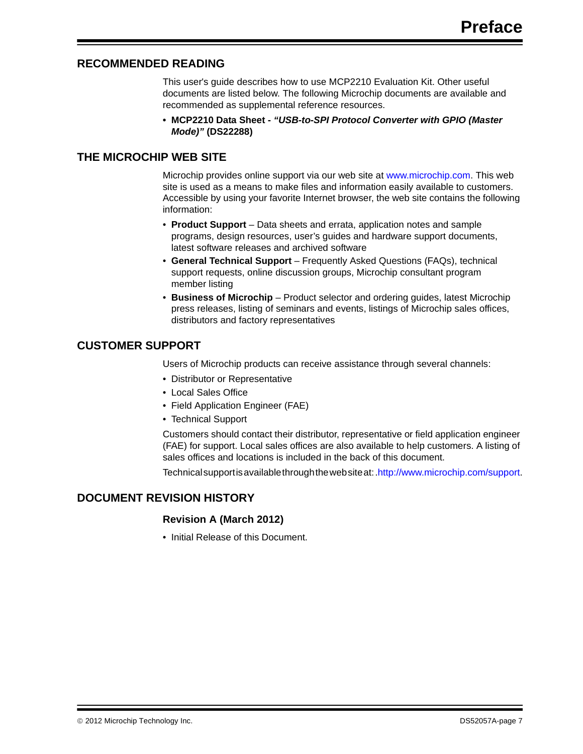## RECOMMENDED READING

This user's guide describes how to use MCP2210 Evaluation Kit. Other useful documents are listed below. The following Microchip documents are available and recommended as supplemental reference resources.

- **MCP2210 Data Sheet - *"USB-to-SPI Protocol Converter with GPIO (Master Mode)"* (DS22288)**

## THE MICROCHIP WEB SITE

Microchip provides online support via our web site at www.microchip.com. This web site is used as a means to make files and information easily available to customers. Accessible by using your favorite Internet browser, the web site contains the following information:

- **Product Support** – Data sheets and errata, application notes and sample programs, design resources, user's guides and hardware support documents, latest software releases and archived software
- **General Technical Support** – Frequently Asked Questions (FAQs), technical support requests, online discussion groups, Microchip consultant program member listing
- **Business of Microchip** – Product selector and ordering guides, latest Microchip press releases, listing of seminars and events, listings of Microchip sales offices, distributors and factory representatives

## CUSTOMER SUPPORT

Users of Microchip products can receive assistance through several channels:

- Distributor or Representative
- Local Sales Office
- Field Application Engineer (FAE)
- Technical Support

Customers should contact their distributor, representative or field application engineer (FAE) for support. Local sales offices are also available to help customers. A listing of sales offices and locations is included in the back of this document.

Technical support is available through the web site at: .http://www.microchip.com/support.

## DOCUMENT REVISION HISTORY

### Revision A (March 2012)

- Initial Release of this Document.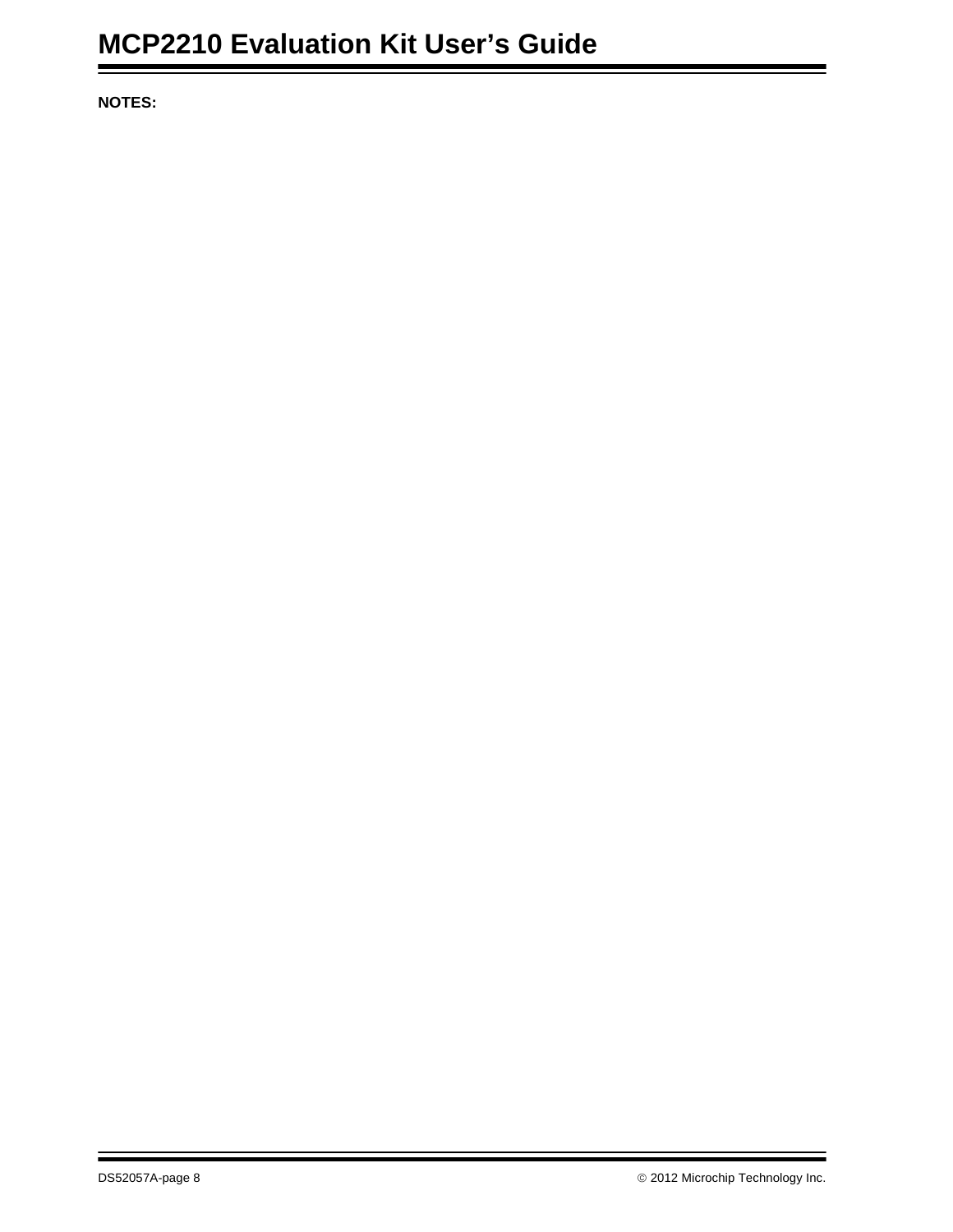**NOTES:**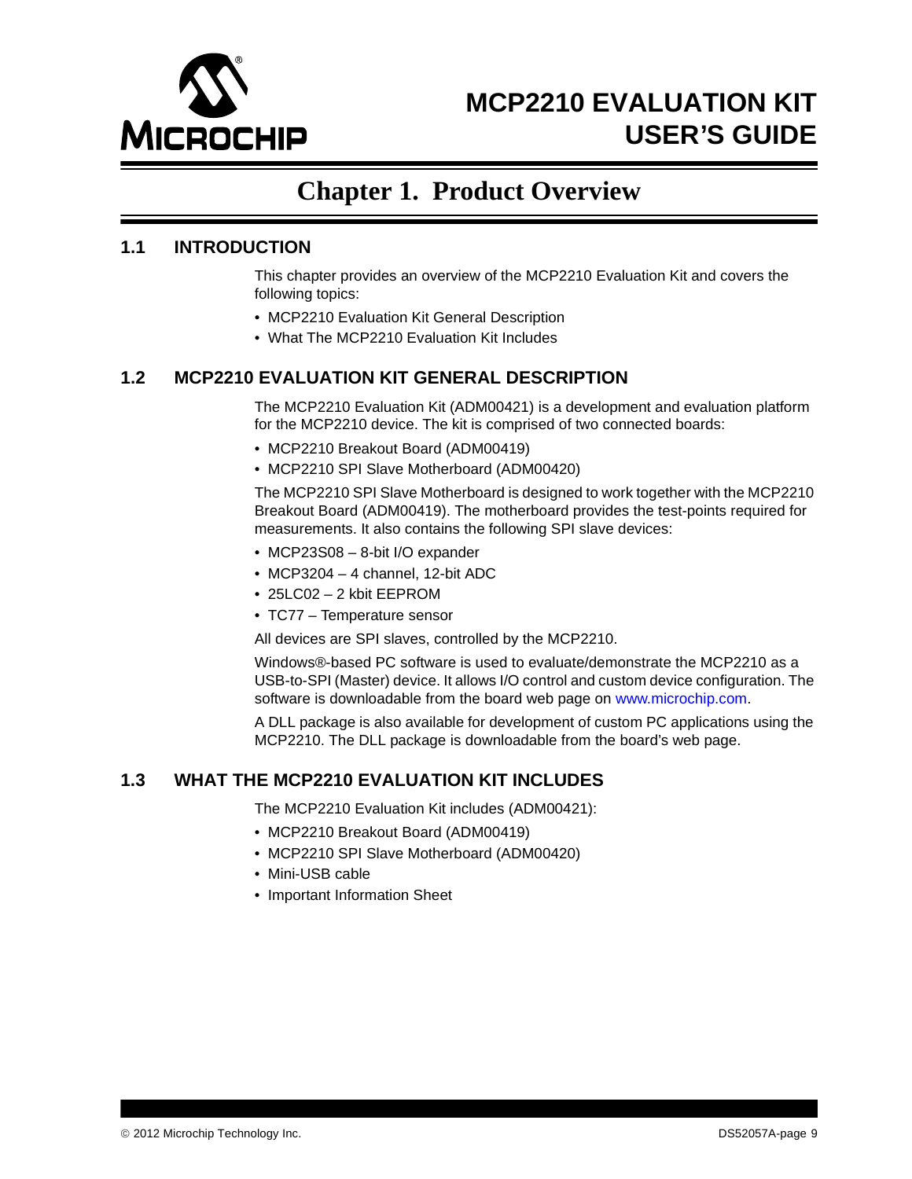# Chapter 1. Product Overview

## 1.1 INTRODUCTION

This chapter provides an overview of the MCP2210 Evaluation Kit and covers the following topics:

- MCP2210 Evaluation Kit General Description
- What The MCP2210 Evaluation Kit Includes

## 1.2 MCP2210 EVALUATION KIT GENERAL DESCRIPTION

The MCP2210 Evaluation Kit (ADM00421) is a development and evaluation platform for the MCP2210 device. The kit is comprised of two connected boards:

- MCP2210 Breakout Board (ADM00419)
- MCP2210 SPI Slave Motherboard (ADM00420)

The MCP2210 SPI Slave Motherboard is designed to work together with the MCP2210 Breakout Board (ADM00419). The motherboard provides the test-points required for measurements. It also contains the following SPI slave devices:

- MCP23S08 – 8-bit I/O expander
- MCP3204 – 4 channel, 12-bit ADC
- 25LC02 – 2 kbit EEPROM
- TC77 – Temperature sensor

All devices are SPI slaves, controlled by the MCP2210.

Windows®-based PC software is used to evaluate/demonstrate the MCP2210 as a USB-to-SPI (Master) device. It allows I/O control and custom device configuration. The software is downloadable from the board web page on www.microchip.com.

A DLL package is also available for development of custom PC applications using the MCP2210. The DLL package is downloadable from the board's web page.

## 1.3 WHAT THE MCP2210 EVALUATION KIT INCLUDES

The MCP2210 Evaluation Kit includes (ADM00421):

- MCP2210 Breakout Board (ADM00419)
- MCP2210 SPI Slave Motherboard (ADM00420)
- Mini-USB cable
- Important Information Sheet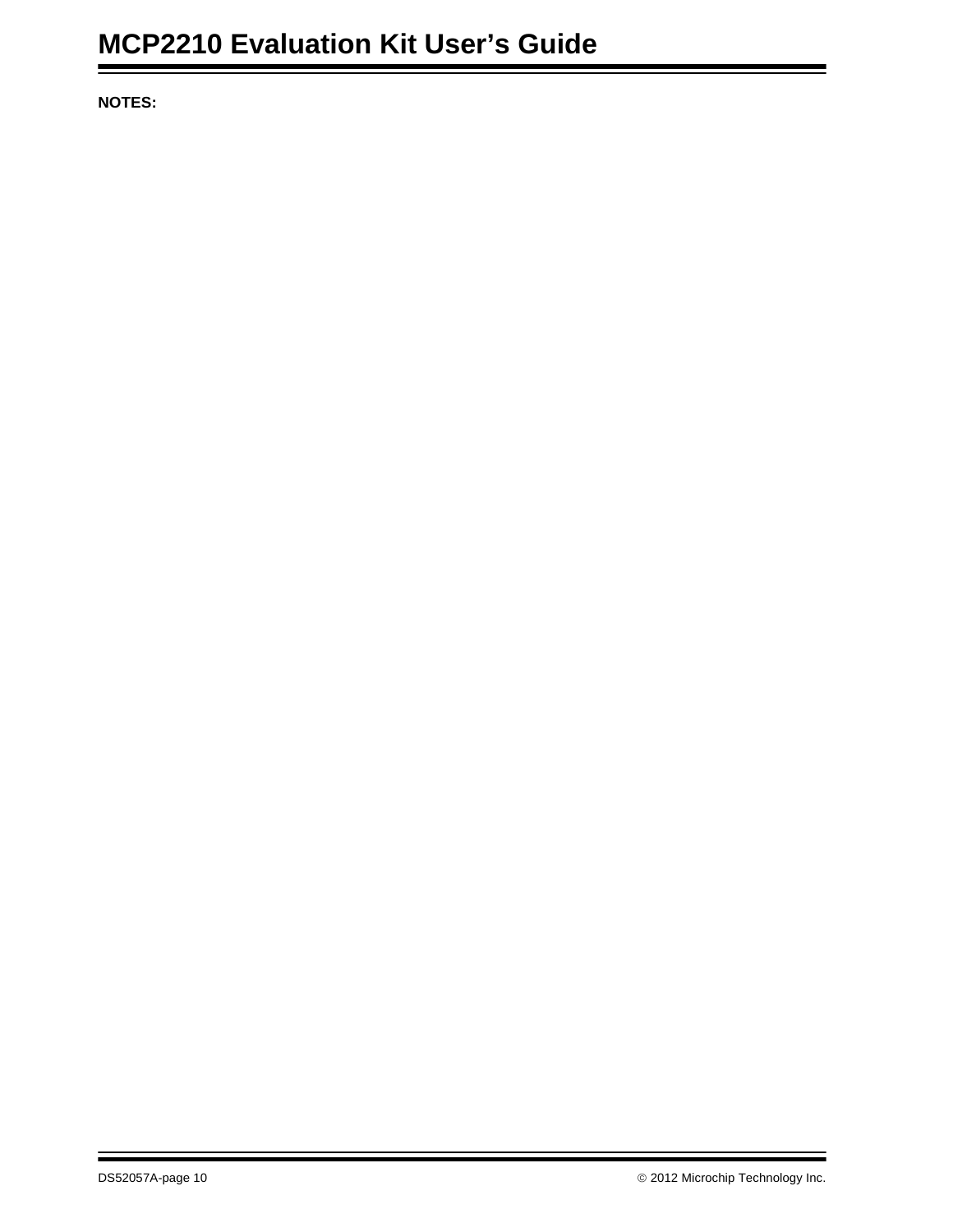**NOTES:**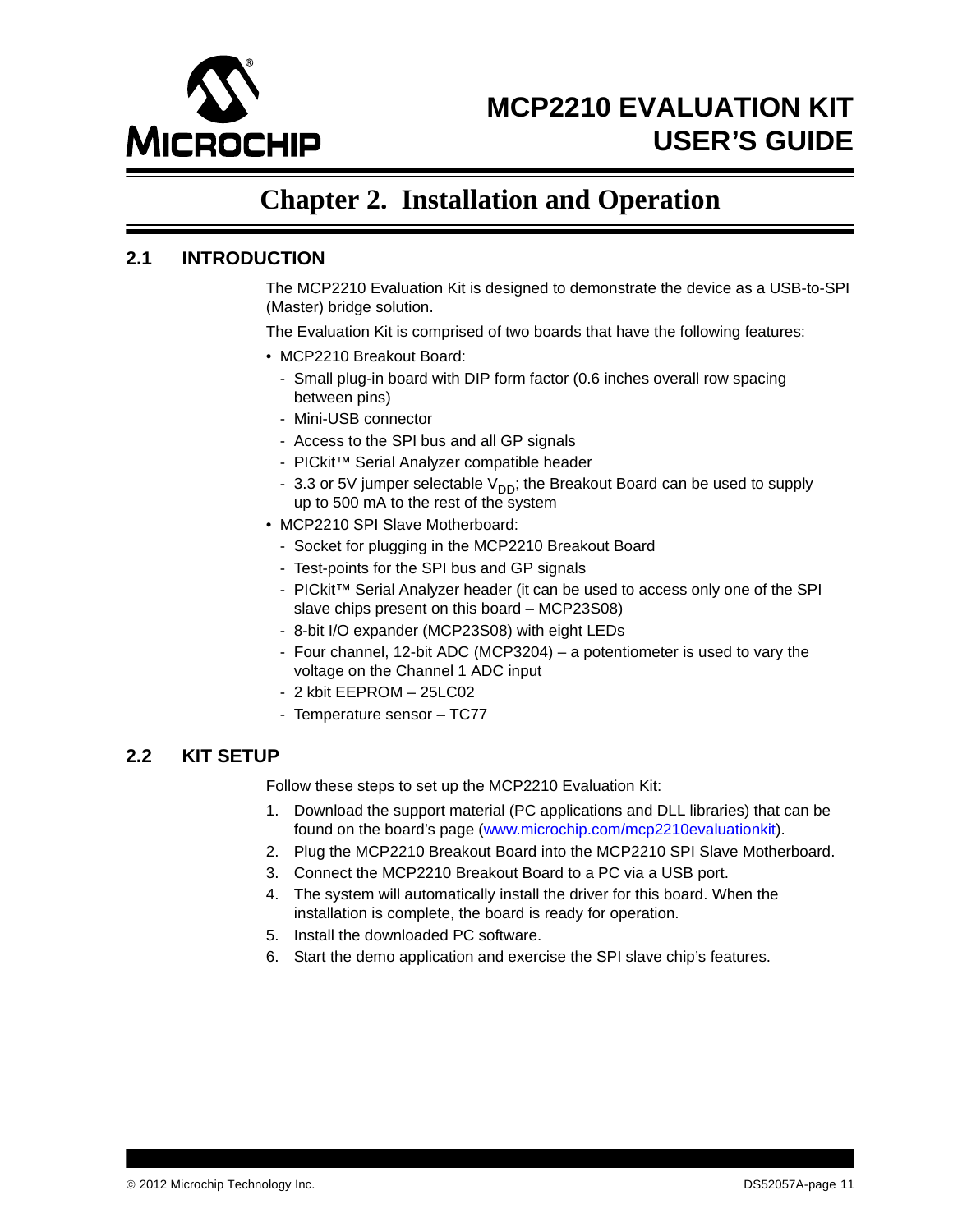# Chapter 2. Installation and Operation

## 2.1 INTRODUCTION

The MCP2210 Evaluation Kit is designed to demonstrate the device as a USB-to-SPI (Master) bridge solution.

The Evaluation Kit is comprised of two boards that have the following features:

- MCP2210 Breakout Board:
  - Small plug-in board with DIP form factor (0.6 inches overall row spacing between pins)
  - Mini-USB connector
  - Access to the SPI bus and all GP signals
  - PICkit™ Serial Analyzer compatible header
  - 3.3 or 5V jumper selectable $V_{DD}$; the Breakout Board can be used to supply up to 500 mA to the rest of the system
- MCP2210 SPI Slave Motherboard:
  - Socket for plugging in the MCP2210 Breakout Board
  - Test-points for the SPI bus and GP signals
  - PICkit™ Serial Analyzer header (it can be used to access only one of the SPI slave chips present on this board – MCP23S08)
  - 8-bit I/O expander (MCP23S08) with eight LEDs
  - Four channel, 12-bit ADC (MCP3204) – a potentiometer is used to vary the voltage on the Channel 1 ADC input
  - 2 kbit EEPROM – 25LC02
  - Temperature sensor – TC77

## 2.2 KIT SETUP

Follow these steps to set up the MCP2210 Evaluation Kit:

1. Download the support material (PC applications and DLL libraries) that can be found on the board's page (www.microchip.com/mcp2210evaluationkit).
2. Plug the MCP2210 Breakout Board into the MCP2210 SPI Slave Motherboard.
3. Connect the MCP2210 Breakout Board to a PC via a USB port.
4. The system will automatically install the driver for this board. When the installation is complete, the board is ready for operation.
5. Install the downloaded PC software.
6. Start the demo application and exercise the SPI slave chip's features.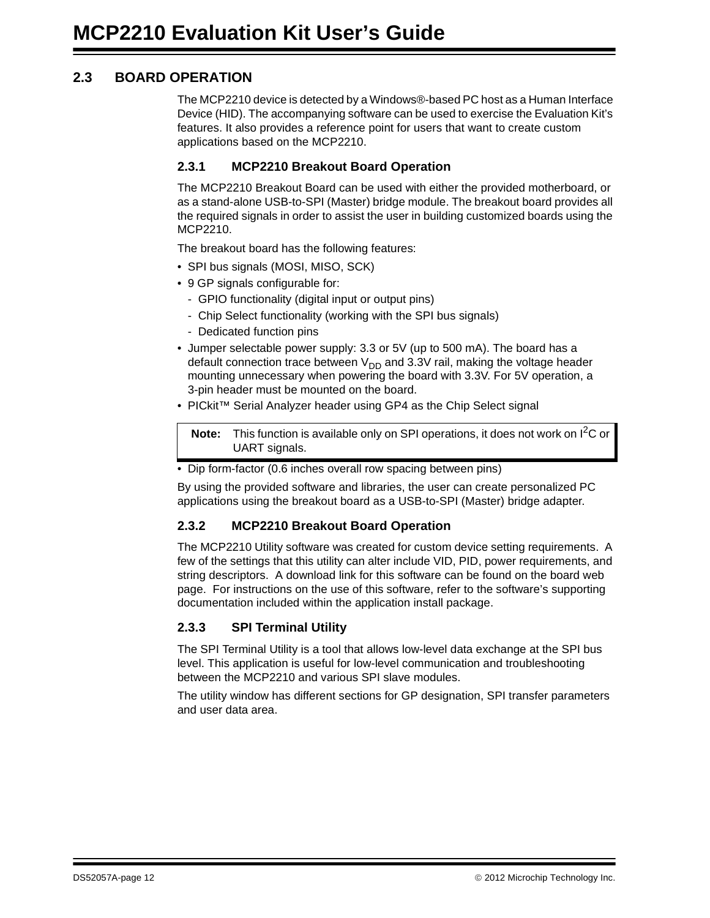## 2.3 BOARD OPERATION

The MCP2210 device is detected by a Windows®-based PC host as a Human Interface Device (HID). The accompanying software can be used to exercise the Evaluation Kit's features. It also provides a reference point for users that want to create custom applications based on the MCP2210.

### 2.3.1 MCP2210 Breakout Board Operation

The MCP2210 Breakout Board can be used with either the provided motherboard, or as a stand-alone USB-to-SPI (Master) bridge module. The breakout board provides all the required signals in order to assist the user in building customized boards using the MCP2210.

The breakout board has the following features:

- SPI bus signals (MOSI, MISO, SCK)
- 9 GP signals configurable for:
  - GPIO functionality (digital input or output pins)
  - Chip Select functionality (working with the SPI bus signals)
  - Dedicated function pins
- Jumper selectable power supply: 3.3 or 5V (up to 500 mA). The board has a default connection trace between $V_{DD}$ and 3.3V rail, making the voltage header mounting unnecessary when powering the board with 3.3V. For 5V operation, a 3-pin header must be mounted on the board.
- PICkit™ Serial Analyzer header using GP4 as the Chip Select signal

| **Note:** | This function is available only on SPI operations, it does not work on $I^2C$ or UART signals. |
|---|---|

- Dip form-factor (0.6 inches overall row spacing between pins)

By using the provided software and libraries, the user can create personalized PC applications using the breakout board as a USB-to-SPI (Master) bridge adapter.

### 2.3.2 MCP2210 Breakout Board Operation

The MCP2210 Utility software was created for custom device setting requirements. A few of the settings that this utility can alter include VID, PID, power requirements, and string descriptors. A download link for this software can be found on the board web page. For instructions on the use of this software, refer to the software's supporting documentation included within the application install package.

### 2.3.3 SPI Terminal Utility

The SPI Terminal Utility is a tool that allows low-level data exchange at the SPI bus level. This application is useful for low-level communication and troubleshooting between the MCP2210 and various SPI slave modules.

The utility window has different sections for GP designation, SPI transfer parameters and user data area.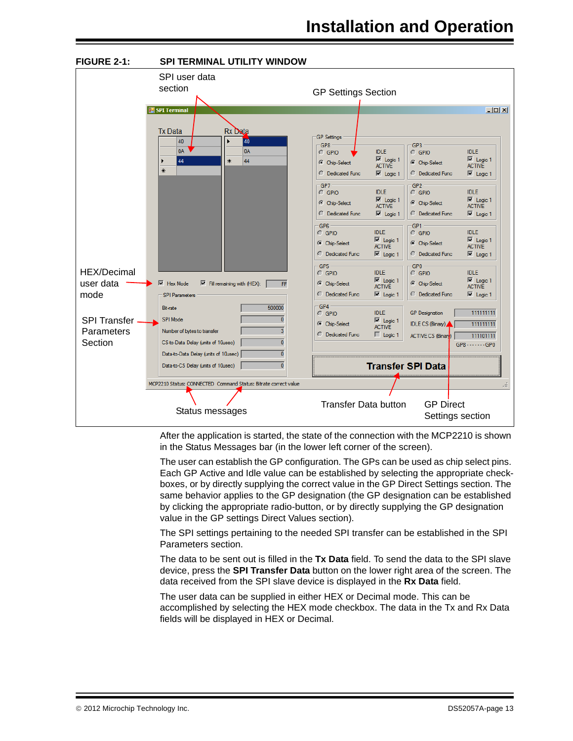**FIGURE 2-1: SPI TERMINAL UTILITY WINDOW**

After the application is started, the state of the connection with the MCP2210 is shown in the Status Messages bar (in the lower left corner of the screen).

The user can establish the GP configuration. The GPs can be used as chip select pins. Each GP Active and Idle value can be established by selecting the appropriate checkboxes, or by directly supplying the correct value in the GP Direct Settings section. The same behavior applies to the GP designation (the GP designation can be established by clicking the appropriate radio-button, or by directly supplying the GP designation value in the GP settings Direct Values section).

The SPI settings pertaining to the needed SPI transfer can be established in the SPI Parameters section.

The data to be sent out is filled in the **Tx Data** field. To send the data to the SPI slave device, press the **SPI Transfer Data** button on the lower right area of the screen. The data received from the SPI slave device is displayed in the **Rx Data** field.

The user data can be supplied in either HEX or Decimal mode. This can be accomplished by selecting the HEX mode checkbox. The data in the Tx and Rx Data fields will be displayed in HEX or Decimal.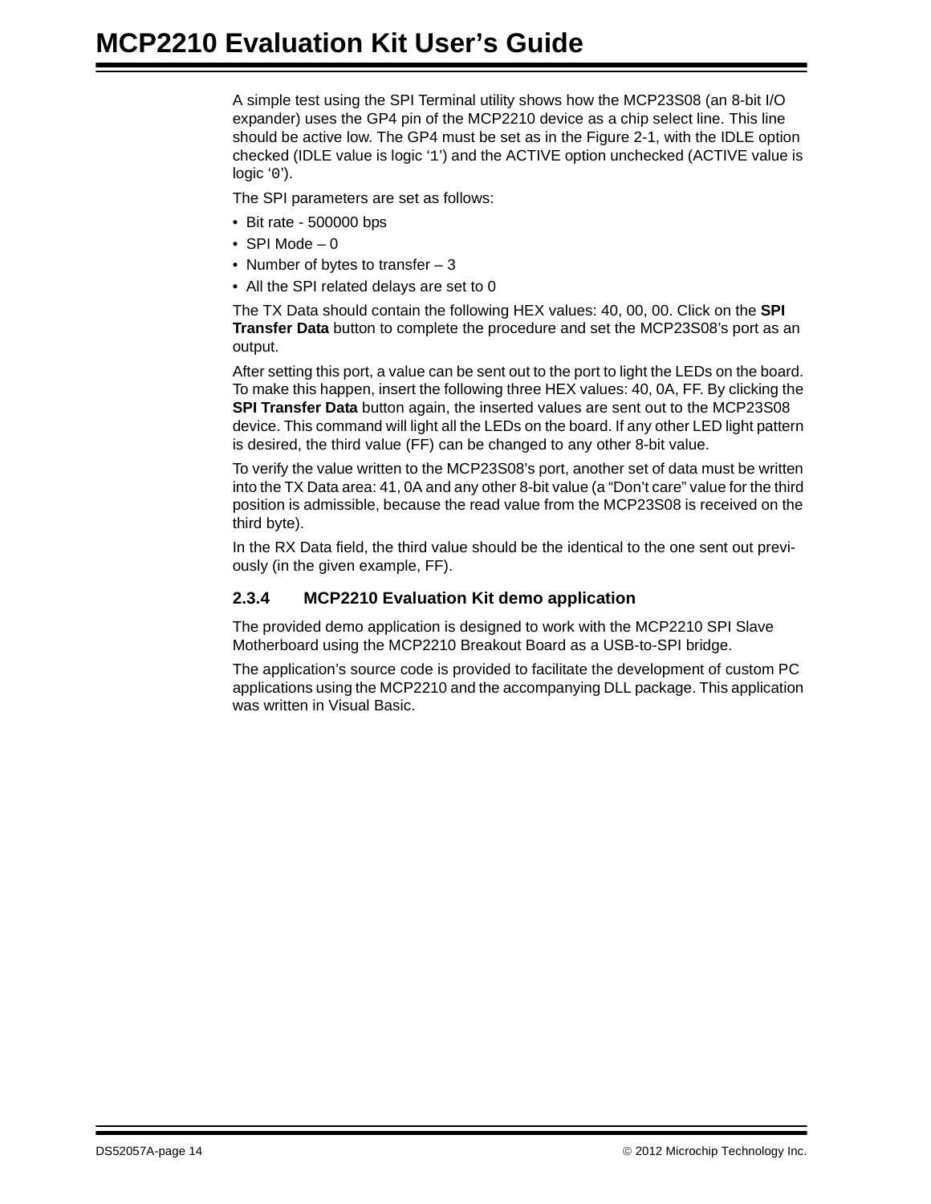A simple test using the SPI Terminal utility shows how the MCP23S08 (an 8-bit I/O expander) uses the GP4 pin of the MCP2210 device as a chip select line. This line should be active low. The GP4 must be set as in the Figure 2-1, with the IDLE option checked (IDLE value is logic '1') and the ACTIVE option unchecked (ACTIVE value is logic '0').

The SPI parameters are set as follows:

- Bit rate - 500000 bps
- SPI Mode – 0
- Number of bytes to transfer – 3
- All the SPI related delays are set to 0

The TX Data should contain the following HEX values: 40, 00, 00. Click on the **SPI Transfer Data** button to complete the procedure and set the MCP23S08's port as an output.

After setting this port, a value can be sent out to the port to light the LEDs on the board. To make this happen, insert the following three HEX values: 40, 0A, FF. By clicking the **SPI Transfer Data** button again, the inserted values are sent out to the MCP23S08 device. This command will light all the LEDs on the board. If any other LED light pattern is desired, the third value (FF) can be changed to any other 8-bit value.

To verify the value written to the MCP23S08's port, another set of data must be written into the TX Data area: 41, 0A and any other 8-bit value (a "Don't care" value for the third position is admissible, because the read value from the MCP23S08 is received on the third byte).

In the RX Data field, the third value should be the identical to the one sent out previously (in the given example, FF).

### 2.3.4 MCP2210 Evaluation Kit demo application

The provided demo application is designed to work with the MCP2210 SPI Slave Motherboard using the MCP2210 Breakout Board as a USB-to-SPI bridge.

The application's source code is provided to facilitate the development of custom PC applications using the MCP2210 and the accompanying DLL package. This application was written in Visual Basic.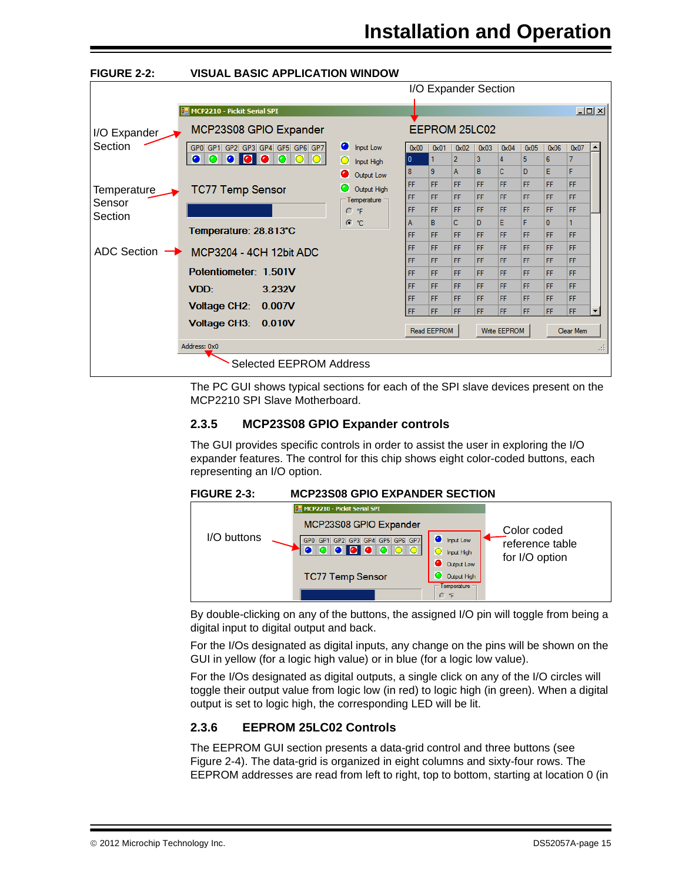**FIGURE 2-2: VISUAL BASIC APPLICATION WINDOW**

The PC GUI shows typical sections for each of the SPI slave devices present on the MCP2210 SPI Slave Motherboard.

### 2.3.5 MCP23S08 GPIO Expander controls

The GUI provides specific controls in order to assist the user in exploring the I/O expander features. The control for this chip shows eight color-coded buttons, each representing an I/O option.

**FIGURE 2-3: MCP23S08 GPIO EXPANDER SECTION**

By double-clicking on any of the buttons, the assigned I/O pin will toggle from being a digital input to digital output and back.

For the I/Os designated as digital inputs, any change on the pins will be shown on the GUI in yellow (for a logic high value) or in blue (for a logic low value).

For the I/Os designated as digital outputs, a single click on any of the I/O circles will toggle their output value from logic low (in red) to logic high (in green). When a digital output is set to logic high, the corresponding LED will be lit.

### 2.3.6 EEPROM 25LC02 Controls

The EEPROM GUI section presents a data-grid control and three buttons (see Figure 2-4). The data-grid is organized in eight columns and sixty-four rows. The EEPROM addresses are read from left to right, top to bottom, starting at location 0 (in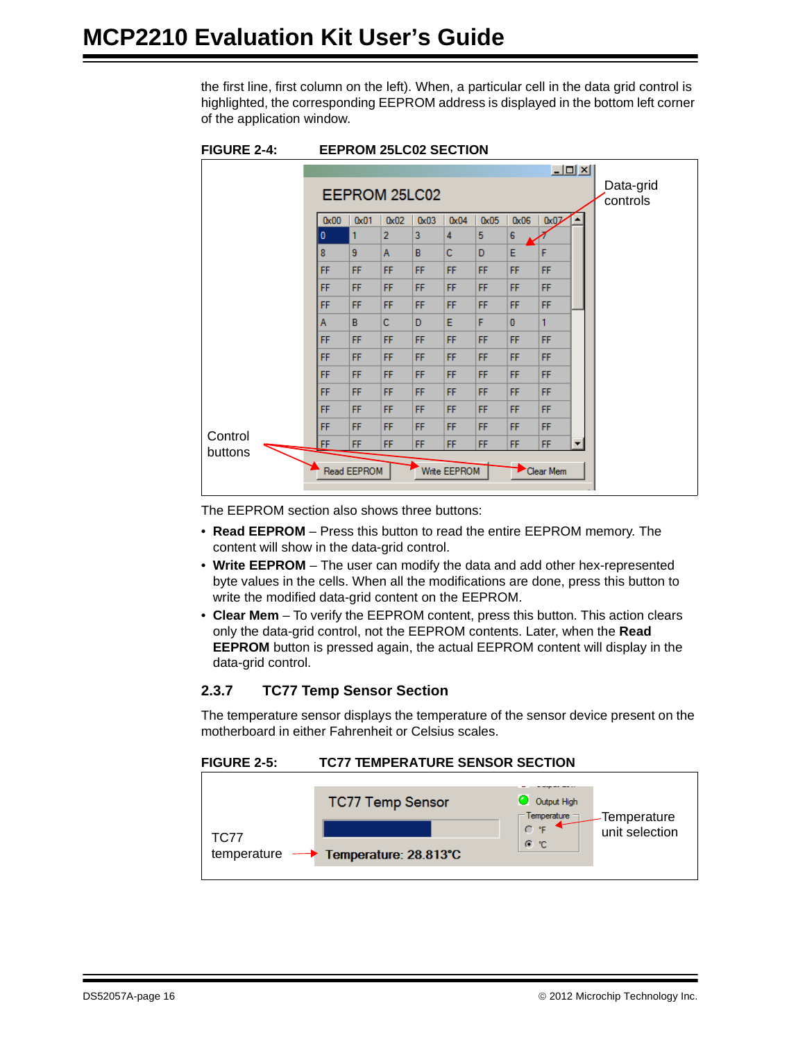the first line, first column on the left). When, a particular cell in the data grid control is highlighted, the corresponding EEPROM address is displayed in the bottom left corner of the application window.

**FIGURE 2-4: EEPROM 25LC02 SECTION**

The EEPROM section also shows three buttons:

- **Read EEPROM** – Press this button to read the entire EEPROM memory. The content will show in the data-grid control.
- **Write EEPROM** – The user can modify the data and add other hex-represented byte values in the cells. When all the modifications are done, press this button to write the modified data-grid content on the EEPROM.
- **Clear Mem** – To verify the EEPROM content, press this button. This action clears only the data-grid control, not the EEPROM contents. Later, when the **Read EEPROM** button is pressed again, the actual EEPROM content will display in the data-grid control.

### 2.3.7 TC77 Temp Sensor Section

The temperature sensor displays the temperature of the sensor device present on the motherboard in either Fahrenheit or Celsius scales.

**FIGURE 2-5: TC77 TEMPERATURE SENSOR SECTION**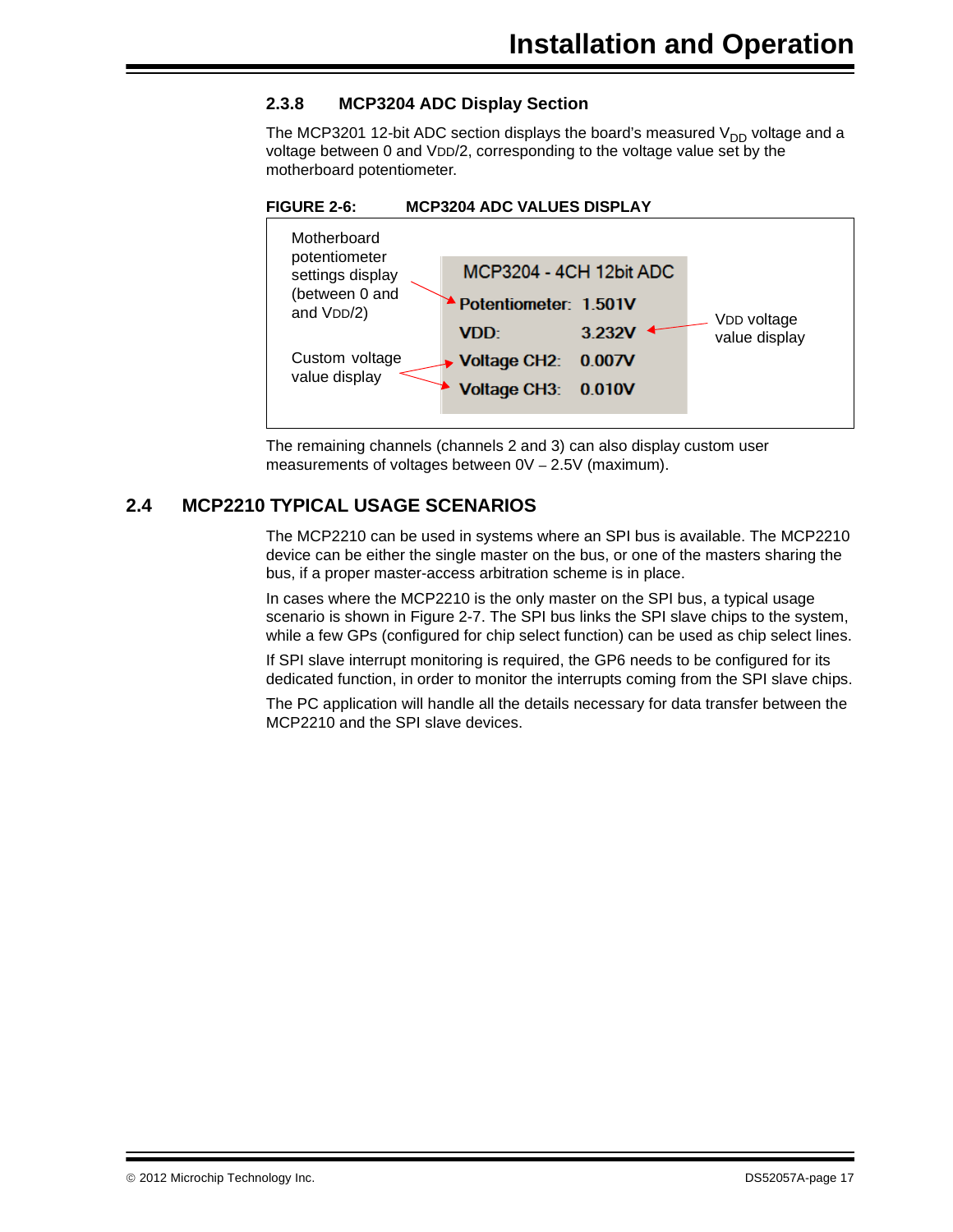### 2.3.8 MCP3204 ADC Display Section

The MCP3201 12-bit ADC section displays the board's measured $V_{DD}$ voltage and a voltage between 0 and VDD/2, corresponding to the voltage value set by the motherboard potentiometer.

**FIGURE 2-6: MCP3204 ADC VALUES DISPLAY**

Motherboard potentiometer settings display (between 0 and and VDD/2)

MCP3204 - 4CH 12bit ADC

Potentiometer: 1.501V

VDD: 3.232V

Voltage CH2: 0.007V

Voltage CH3: 0.010V

VDD voltage value display

Custom voltage value display

The remaining channels (channels 2 and 3) can also display custom user measurements of voltages between 0V – 2.5V (maximum).

## 2.4 MCP2210 TYPICAL USAGE SCENARIOS

The MCP2210 can be used in systems where an SPI bus is available. The MCP2210 device can be either the single master on the bus, or one of the masters sharing the bus, if a proper master-access arbitration scheme is in place.

In cases where the MCP2210 is the only master on the SPI bus, a typical usage scenario is shown in Figure 2-7. The SPI bus links the SPI slave chips to the system, while a few GPs (configured for chip select function) can be used as chip select lines.

If SPI slave interrupt monitoring is required, the GP6 needs to be configured for its dedicated function, in order to monitor the interrupts coming from the SPI slave chips.

The PC application will handle all the details necessary for data transfer between the MCP2210 and the SPI slave devices.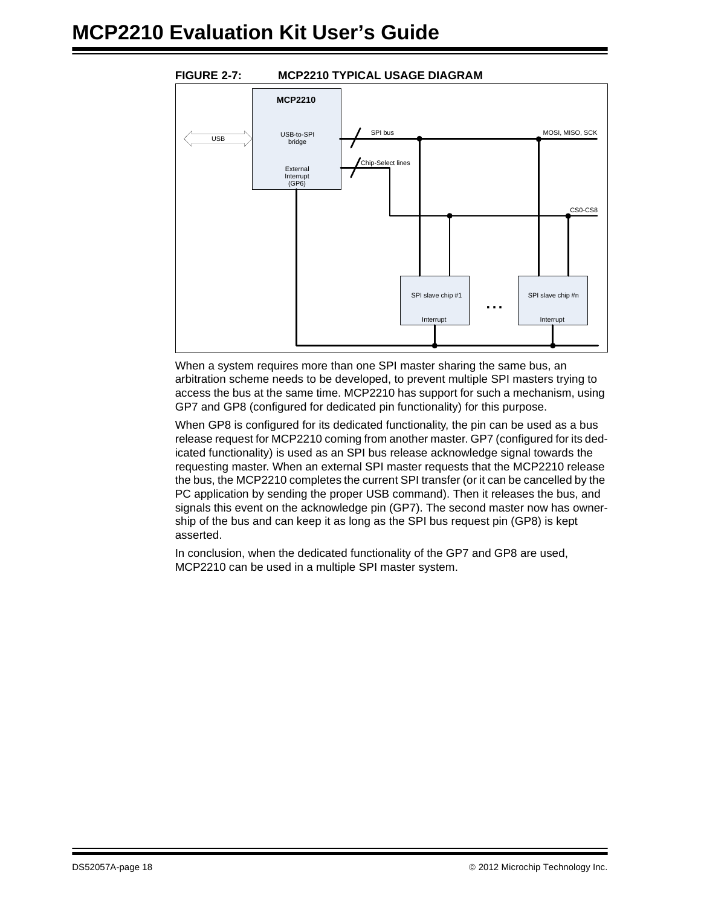**FIGURE 2-7: MCP2210 TYPICAL USAGE DIAGRAM**

MCP2210

USB-to-SPI bridge

External Interrupt (GP6)

USB

SPI bus

MOSI, MISO, SCK

Chip-Select lines

CS0-CS8

SPI slave chip #1

Interrupt

...

SPI slave chip #n

Interrupt

When a system requires more than one SPI master sharing the same bus, an arbitration scheme needs to be developed, to prevent multiple SPI masters trying to access the bus at the same time. MCP2210 has support for such a mechanism, using GP7 and GP8 (configured for dedicated pin functionality) for this purpose.

When GP8 is configured for its dedicated functionality, the pin can be used as a bus release request for MCP2210 coming from another master. GP7 (configured for its dedicated functionality) is used as an SPI bus release acknowledge signal towards the requesting master. When an external SPI master requests that the MCP2210 release the bus, the MCP2210 completes the current SPI transfer (or it can be cancelled by the PC application by sending the proper USB command). Then it releases the bus, and signals this event on the acknowledge pin (GP7). The second master now has ownership of the bus and can keep it as long as the SPI bus request pin (GP8) is kept asserted.

In conclusion, when the dedicated functionality of the GP7 and GP8 are used, MCP2210 can be used in a multiple SPI master system.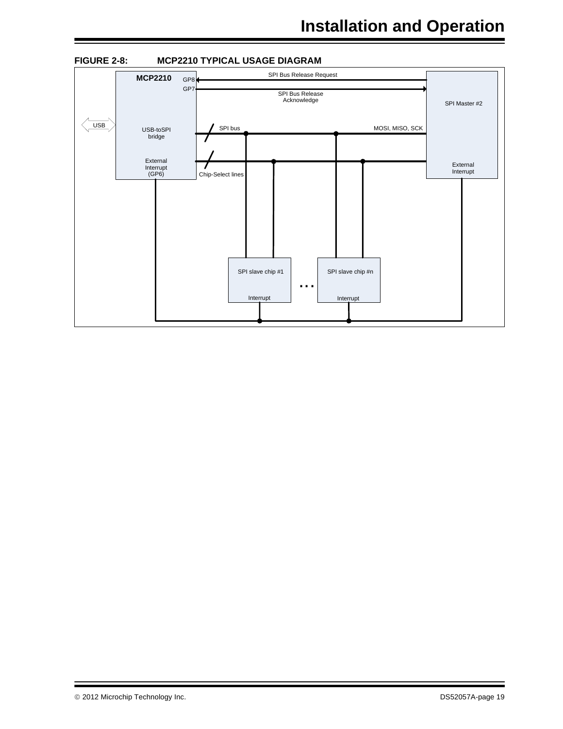**FIGURE 2-8: MCP2210 TYPICAL USAGE DIAGRAM**

MCP2210

GP8

GP7

SPI Bus Release Request

SPI Bus Release Acknowledge

SPI Master #2

USB

USB-toSPI bridge

SPI bus

MOSI, MISO, SCK

External Interrupt (GP6)

Chip-Select lines

External Interrupt

SPI slave chip #1

Interrupt

. . .

SPI slave chip #n

Interrupt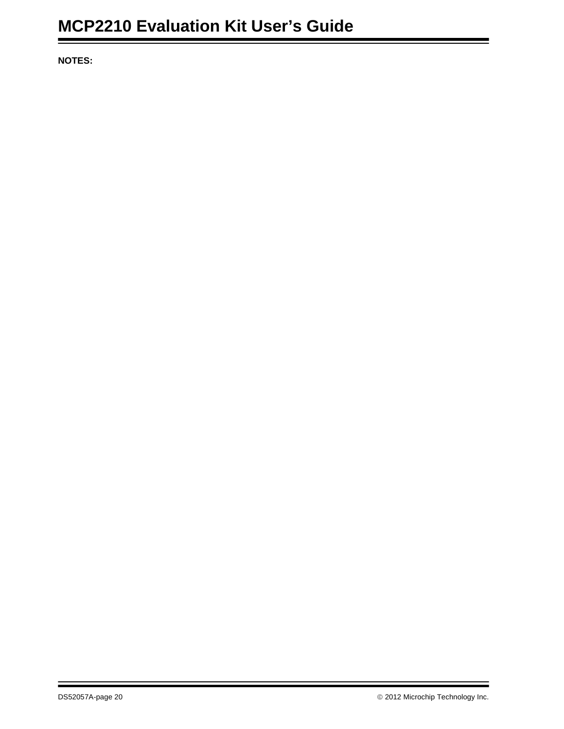**NOTES:**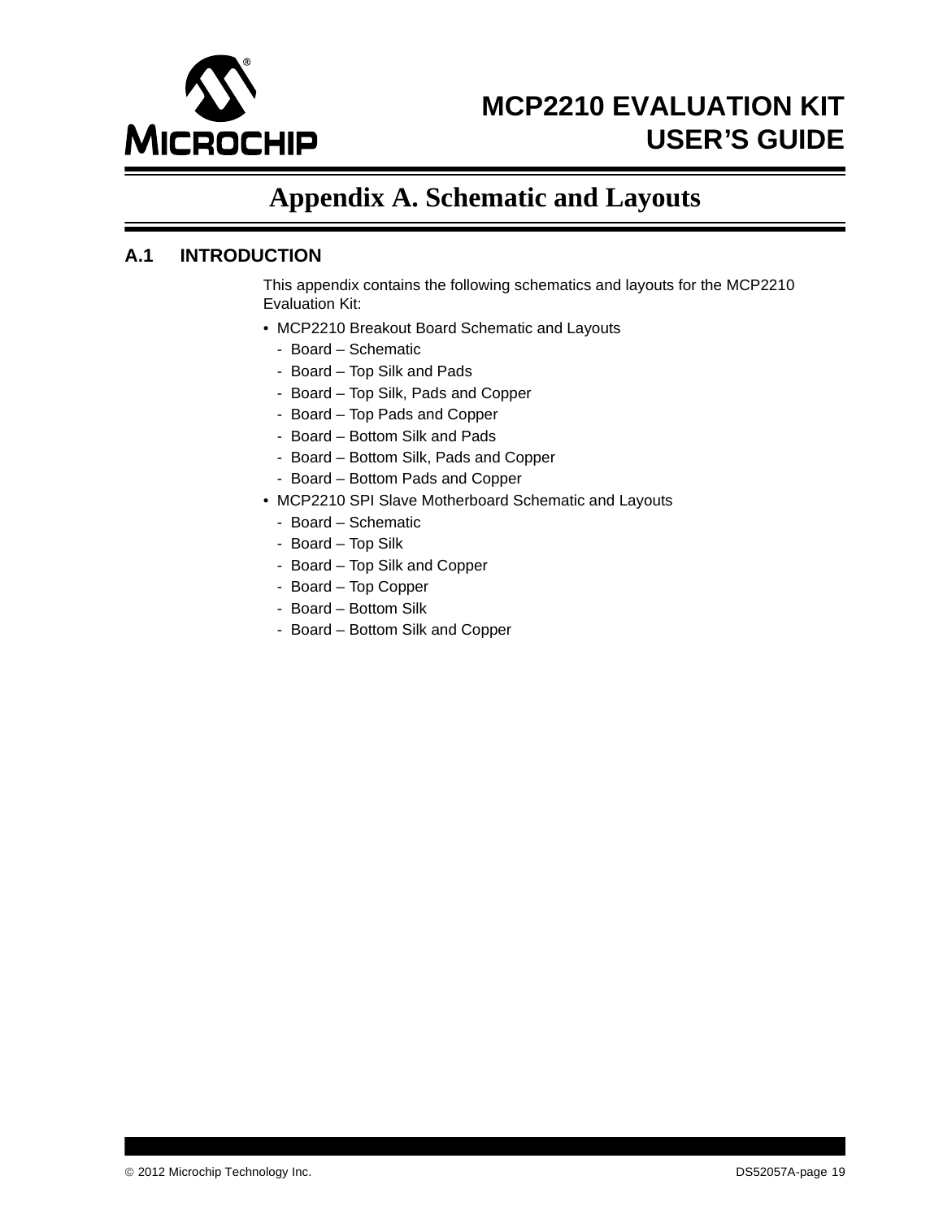# Appendix A. Schematic and Layouts

## A.1 INTRODUCTION

This appendix contains the following schematics and layouts for the MCP2210 Evaluation Kit:

- MCP2210 Breakout Board Schematic and Layouts
  - Board – Schematic
  - Board – Top Silk and Pads
  - Board – Top Silk, Pads and Copper
  - Board – Top Pads and Copper
  - Board – Bottom Silk and Pads
  - Board – Bottom Silk, Pads and Copper
  - Board – Bottom Pads and Copper
- MCP2210 SPI Slave Motherboard Schematic and Layouts
  - Board – Schematic
  - Board – Top Silk
  - Board – Top Silk and Copper
  - Board – Top Copper
  - Board – Bottom Silk
  - Board – Bottom Silk and Copper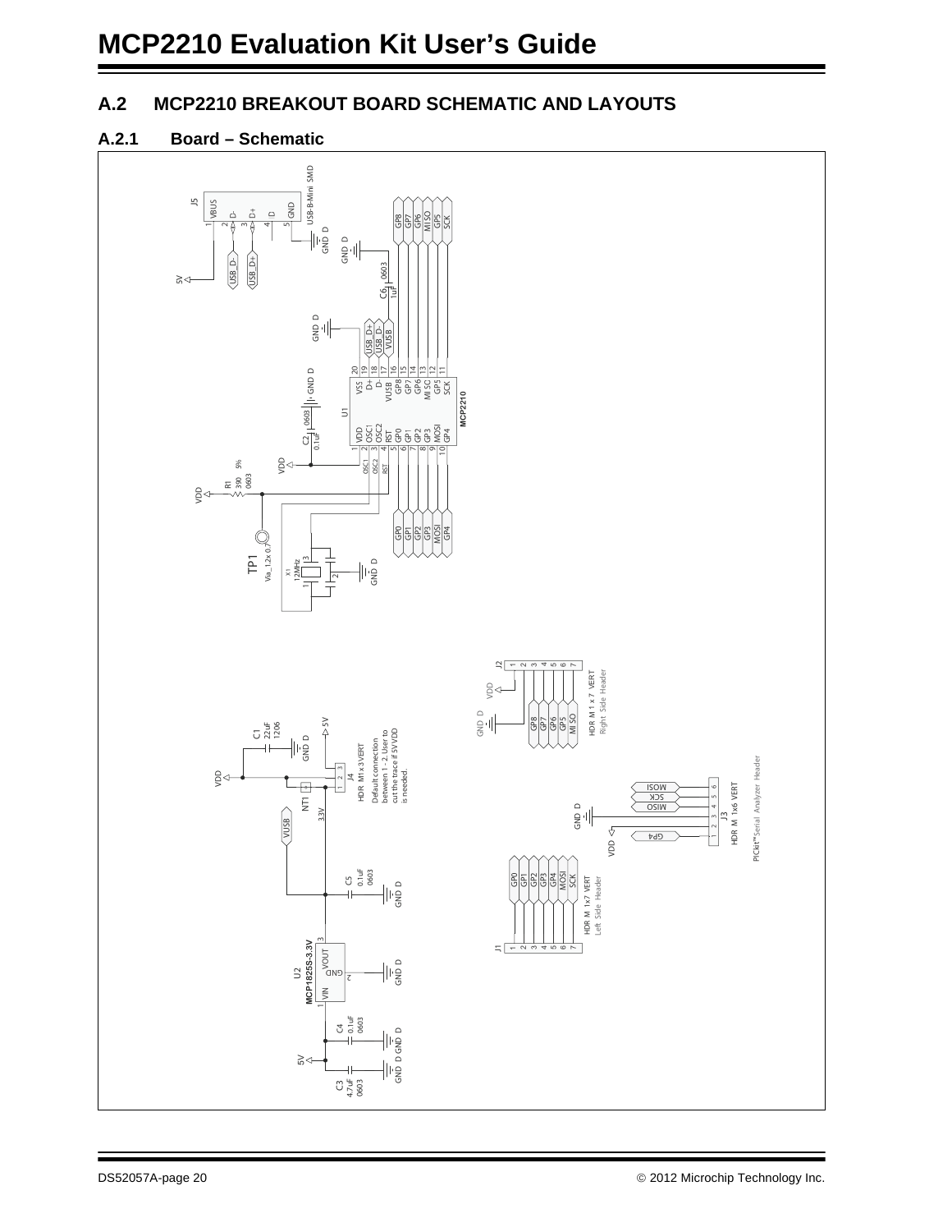## A.2 MCP2210 BREAKOUT BOARD SCHEMATIC AND LAYOUTS

### A.2.1 Board – Schematic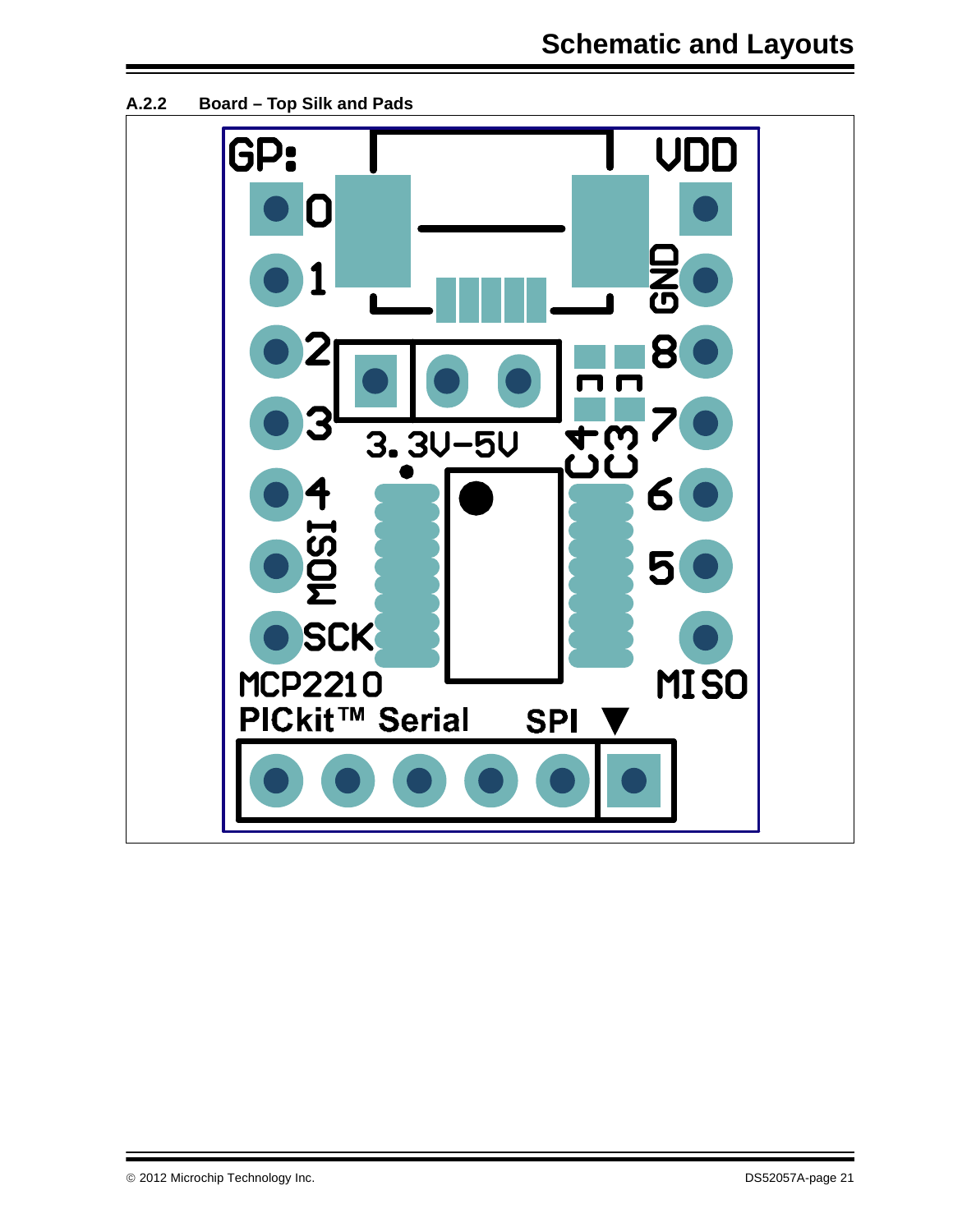### A.2.2 Board – Top Silk and Pads

GP:

VDD

0

1

GND

2

8

3

7

3.3V-5V

C4

C3

4

6

MOSI

5

SCK

MCP2210

MISO

PICkit™ Serial SPI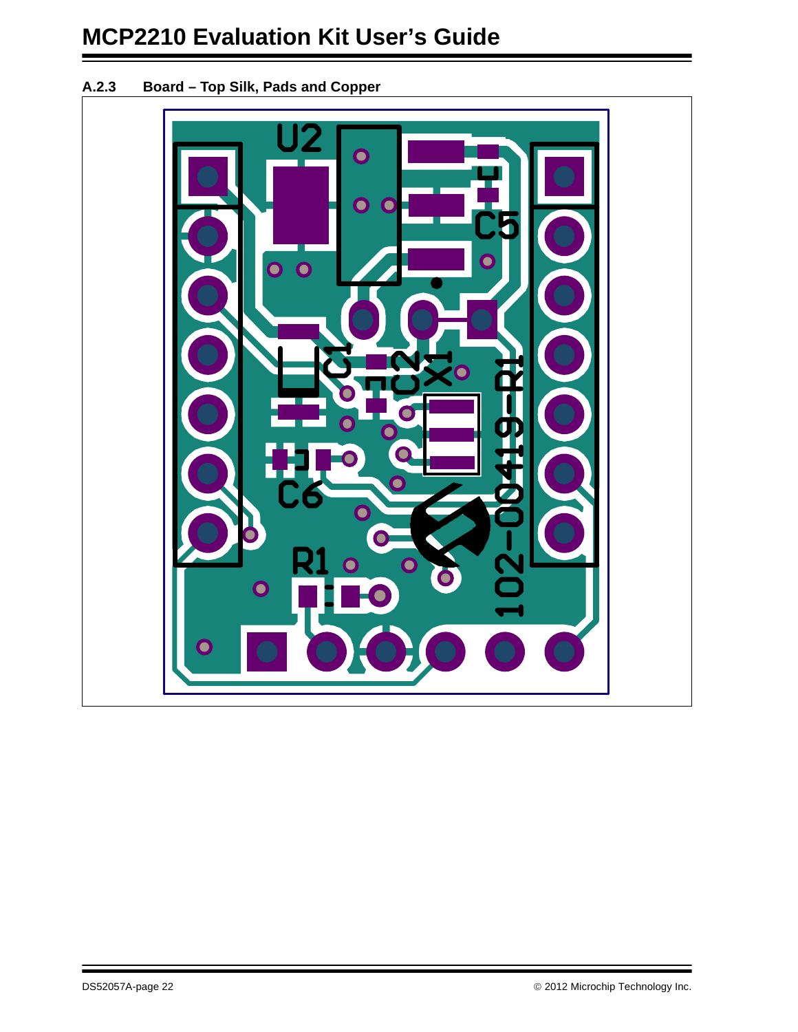### A.2.3 Board – Top Silk, Pads and Copper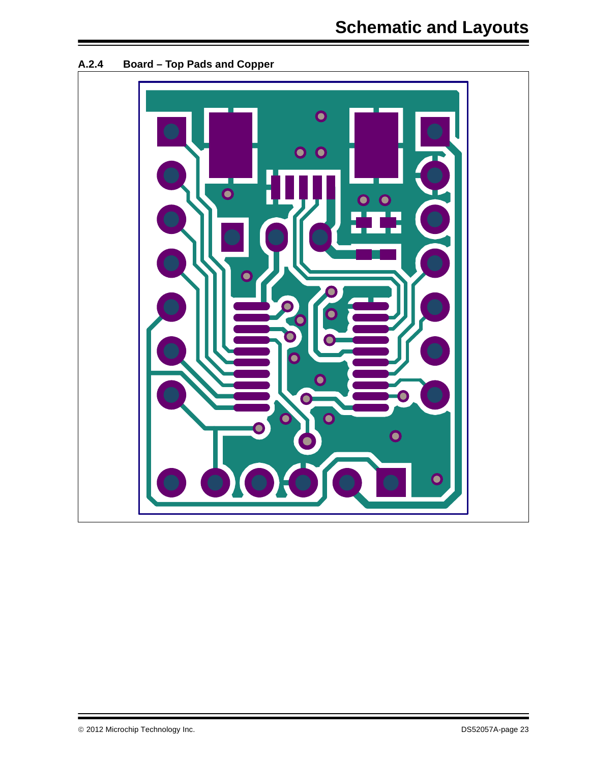### A.2.4 Board – Top Pads and Copper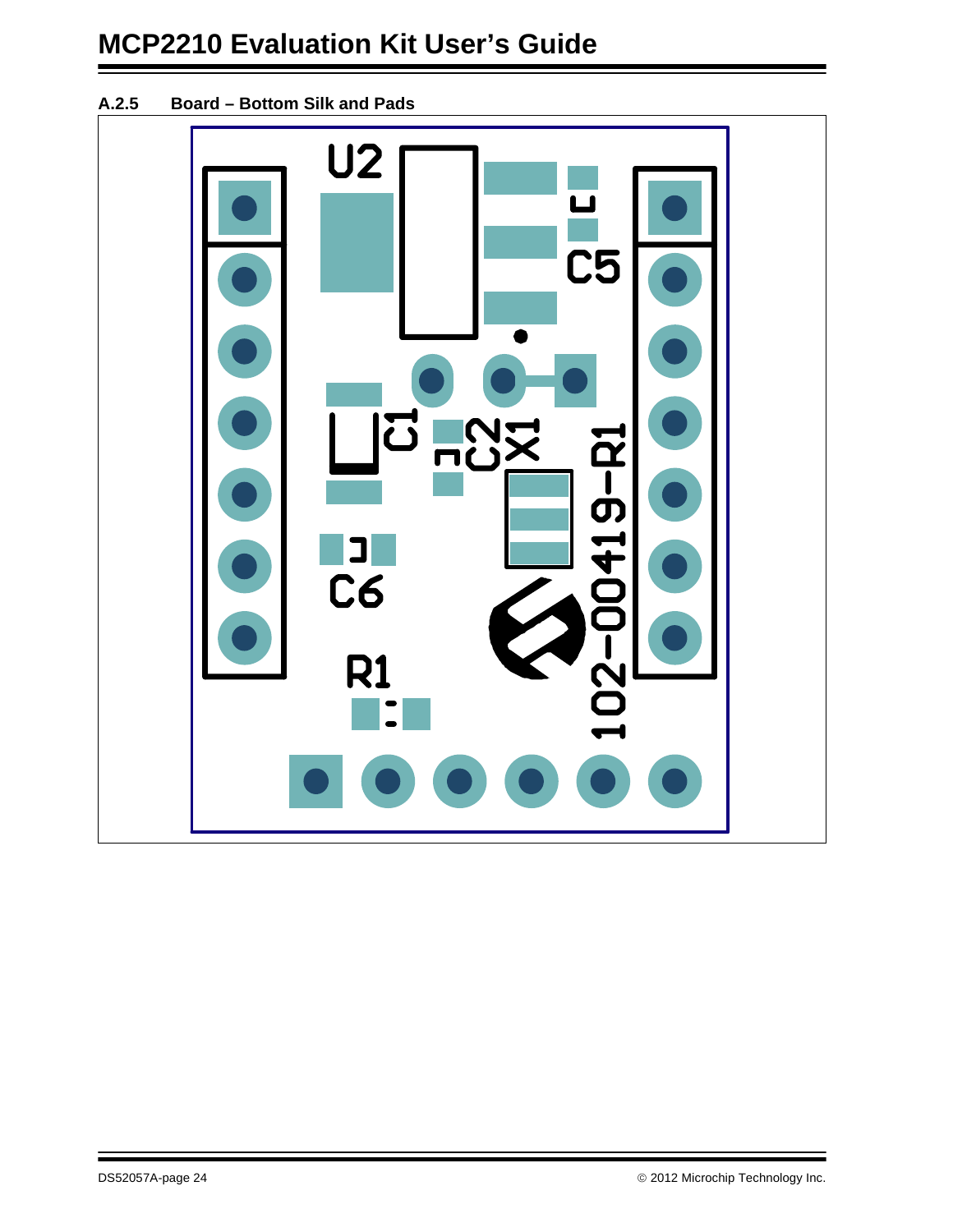### A.2.5 Board – Bottom Silk and Pads

U2

C5

C1

C2

X1

C6

R1

102-00419-R1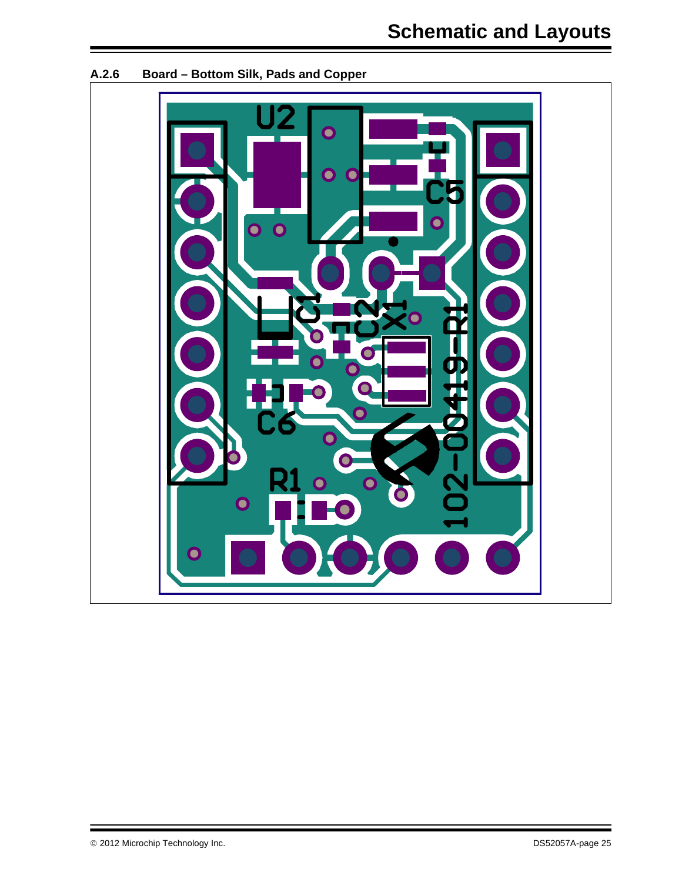### A.2.6 Board – Bottom Silk, Pads and Copper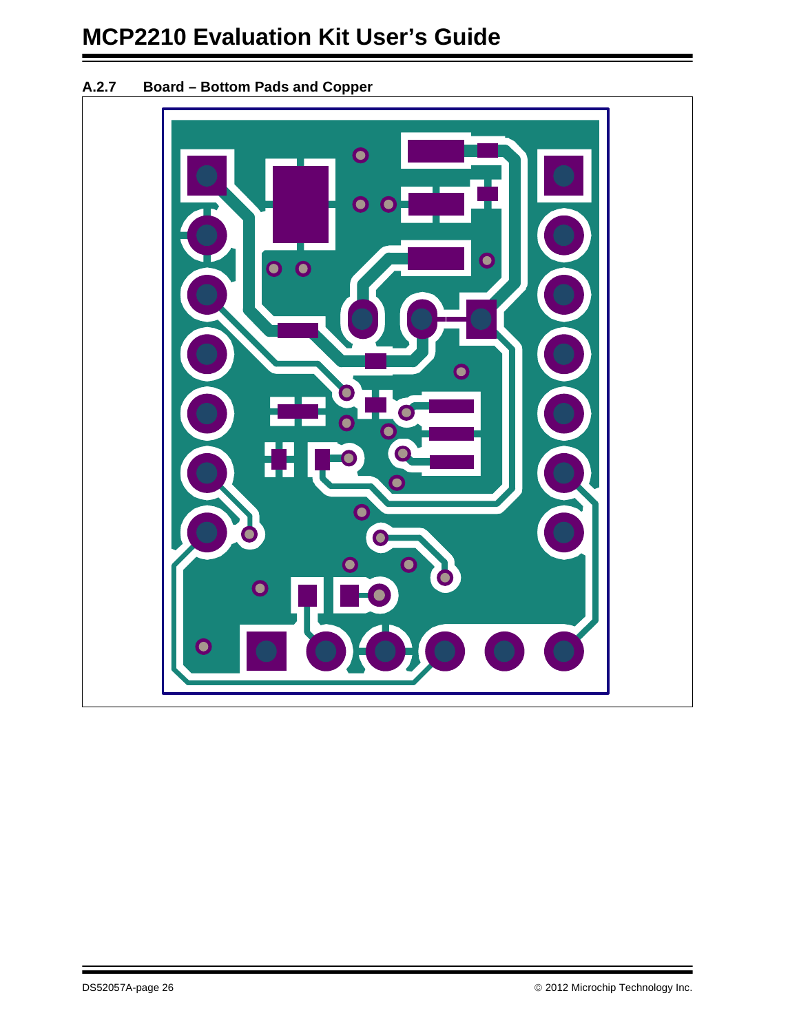### A.2.7 Board – Bottom Pads and Copper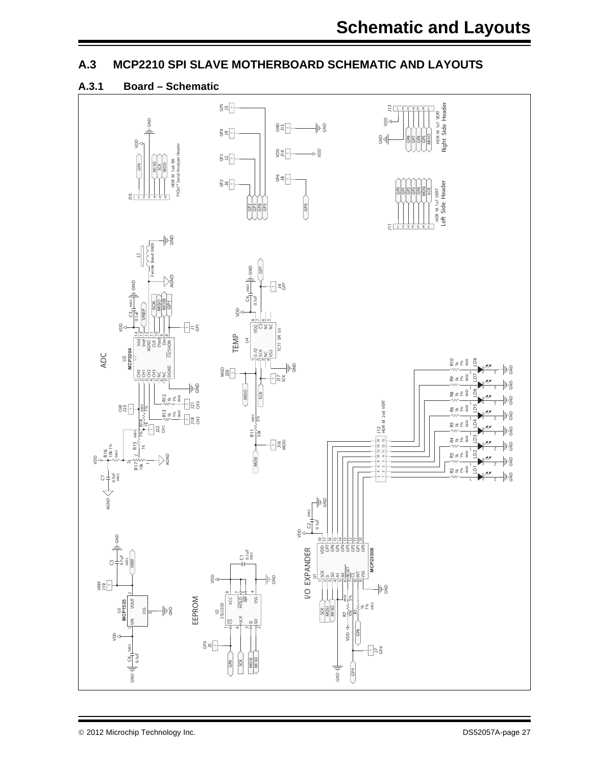## A.3 MCP2210 SPI SLAVE MOTHERBOARD SCHEMATIC AND LAYOUTS

### A.3.1 Board – Schematic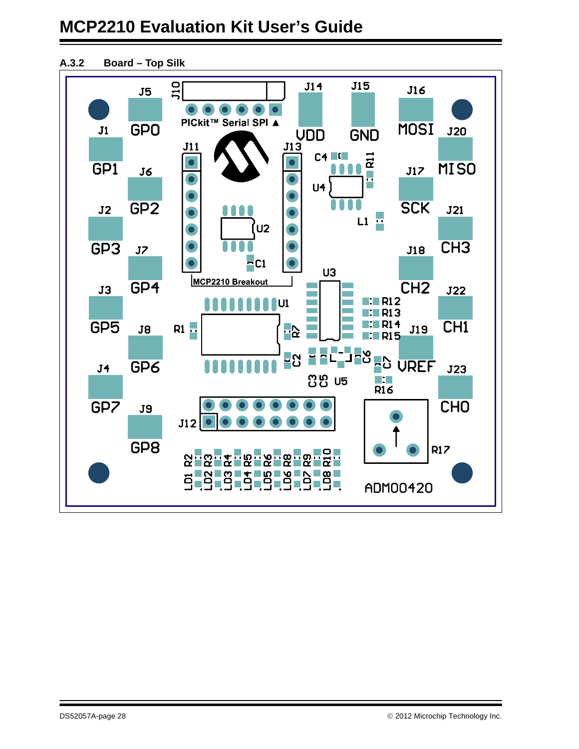### A.3.2 Board – Top Silk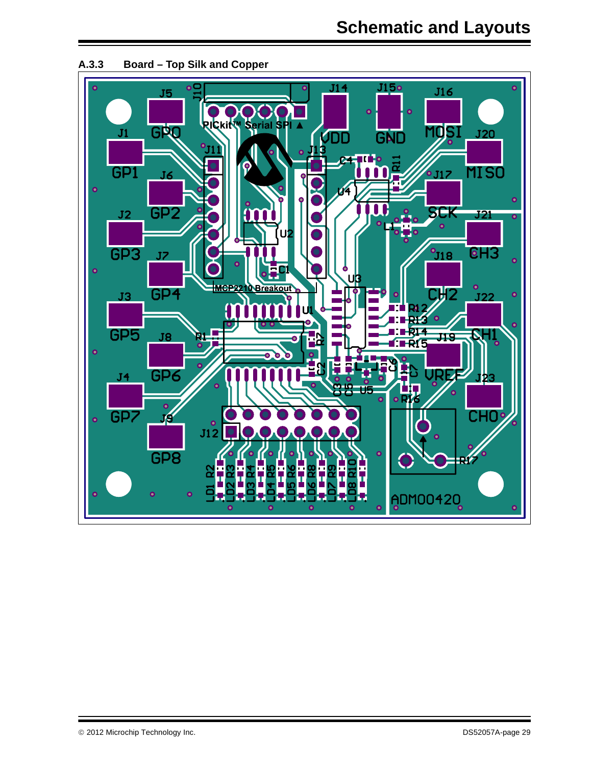### A.3.3 Board – Top Silk and Copper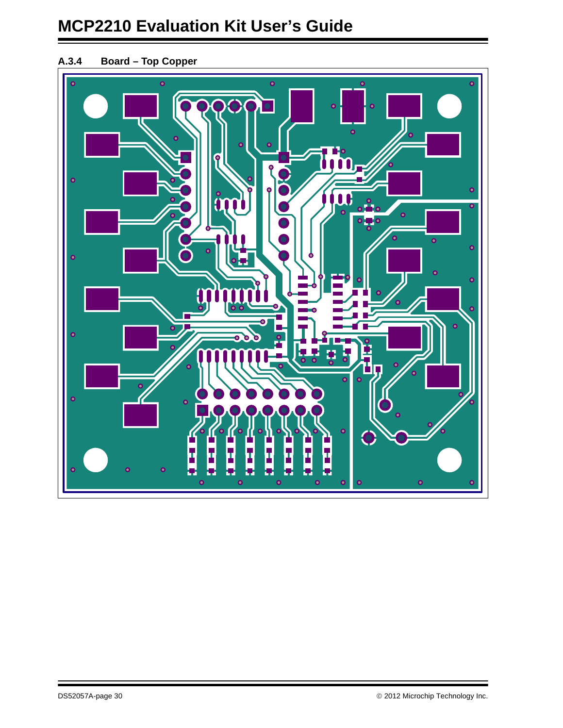### A.3.4 Board – Top Copper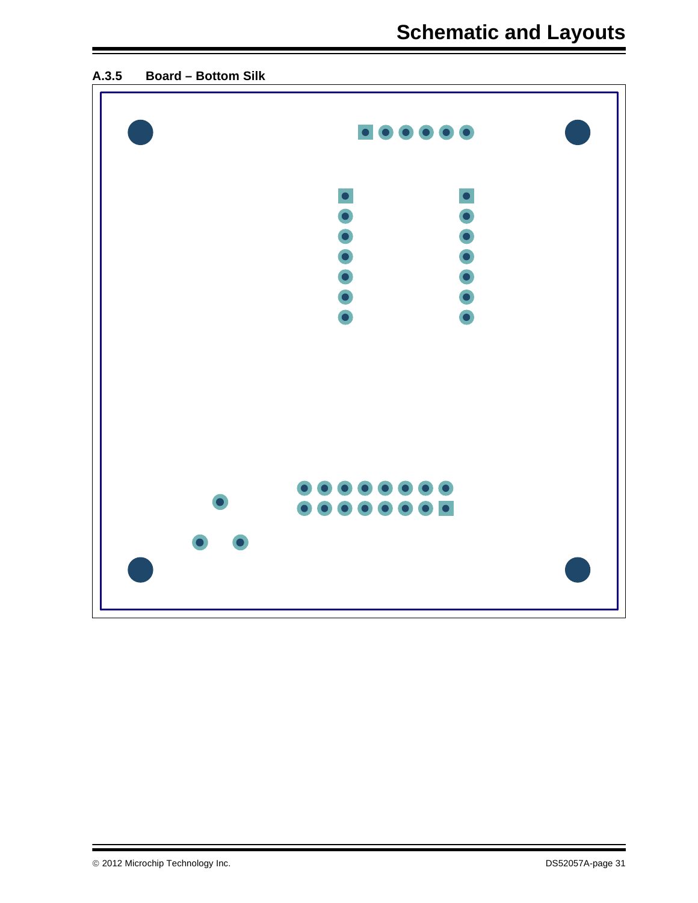### A.3.5 Board – Bottom Silk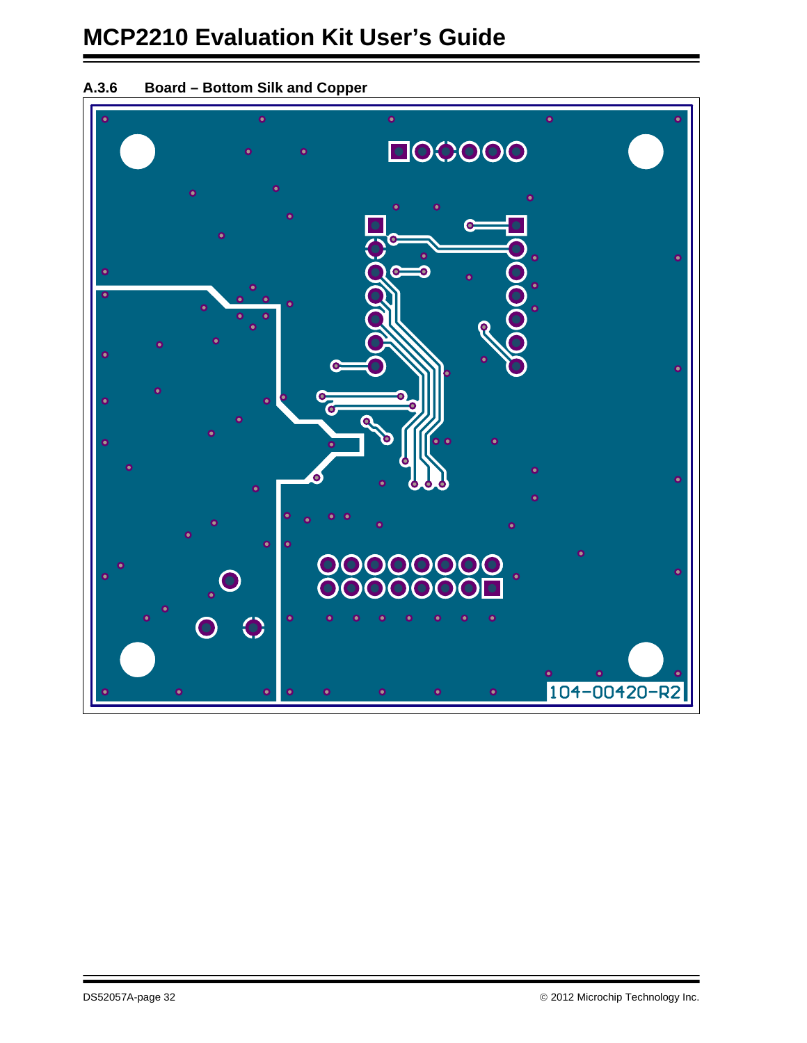### A.3.6 Board – Bottom Silk and Copper

104-00420-R2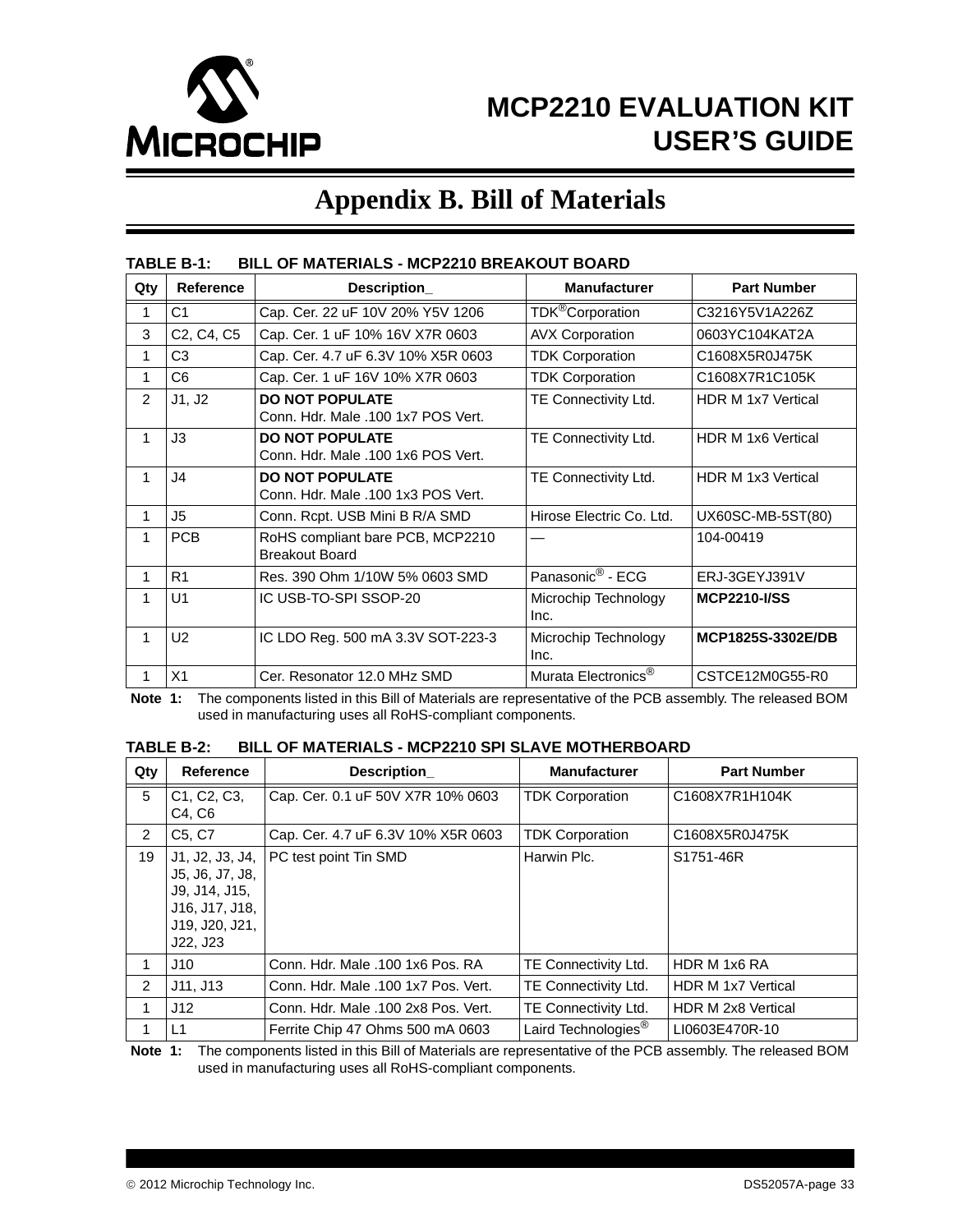# Appendix B. Bill of Materials

**TABLE B-1: BILL OF MATERIALS - MCP2210 BREAKOUT BOARD**

| Qty | Reference | Description_ | Manufacturer | Part Number |
|---|---|---|---|---|
| 1 | C1 | Cap. Cer. 22 uF 10V 20% Y5V 1206 | TDK®Corporation | C3216Y5V1A226Z |
| 3 | C2, C4, C5 | Cap. Cer. 1 uF 10% 16V X7R 0603 | AVX Corporation | 0603YC104KAT2A |
| 1 | C3 | Cap. Cer. 4.7 uF 6.3V 10% X5R 0603 | TDK Corporation | C1608X5R0J475K |
| 1 | C6 | Cap. Cer. 1 uF 16V 10% X7R 0603 | TDK Corporation | C1608X7R1C105K |
| 2 | J1, J2 | **DO NOT POPULATE** Conn. Hdr. Male .100 1x7 POS Vert. | TE Connectivity Ltd. | HDR M 1x7 Vertical |
| 1 | J3 | **DO NOT POPULATE** Conn. Hdr. Male .100 1x6 POS Vert. | TE Connectivity Ltd. | HDR M 1x6 Vertical |
| 1 | J4 | **DO NOT POPULATE** Conn. Hdr. Male .100 1x3 POS Vert. | TE Connectivity Ltd. | HDR M 1x3 Vertical |
| 1 | J5 | Conn. Rcpt. USB Mini B R/A SMD | Hirose Electric Co. Ltd. | UX60SC-MB-5ST(80) |
| 1 | PCB | RoHS compliant bare PCB, MCP2210 Breakout Board | — | 104-00419 |
| 1 | R1 | Res. 390 Ohm 1/10W 5% 0603 SMD | Panasonic® - ECG | ERJ-3GEYJ391V |
| 1 | U1 | IC USB-TO-SPI SSOP-20 | Microchip Technology Inc. | **MCP2210-I/SS** |
| 1 | U2 | IC LDO Reg. 500 mA 3.3V SOT-223-3 | Microchip Technology Inc. | **MCP1825S-3302E/DB** |
| 1 | X1 | Cer. Resonator 12.0 MHz SMD | Murata Electronics® | CSTCE12M0G55-R0 |

**Note 1:** The components listed in this Bill of Materials are representative of the PCB assembly. The released BOM used in manufacturing uses all RoHS-compliant components.

**TABLE B-2: BILL OF MATERIALS - MCP2210 SPI SLAVE MOTHERBOARD**

| Qty | Reference | Description_ | Manufacturer | Part Number |
|---|---|---|---|---|
| 5 | C1, C2, C3, C4, C6 | Cap. Cer. 0.1 uF 50V X7R 10% 0603 | TDK Corporation | C1608X7R1H104K |
| 2 | C5, C7 | Cap. Cer. 4.7 uF 6.3V 10% X5R 0603 | TDK Corporation | C1608X5R0J475K |
| 19 | J1, J2, J3, J4, J5, J6, J7, J8, J9, J14, J15, J16, J17, J18, J19, J20, J21, J22, J23 | PC test point Tin SMD | Harwin Plc. | S1751-46R |
| 1 | J10 | Conn. Hdr. Male .100 1x6 Pos. RA | TE Connectivity Ltd. | HDR M 1x6 RA |
| 2 | J11, J13 | Conn. Hdr. Male .100 1x7 Pos. Vert. | TE Connectivity Ltd. | HDR M 1x7 Vertical |
| 1 | J12 | Conn. Hdr. Male .100 2x8 Pos. Vert. | TE Connectivity Ltd. | HDR M 2x8 Vertical |
| 1 | L1 | Ferrite Chip 47 Ohms 500 mA 0603 | Laird Technologies® | LI0603E470R-10 |

**Note 1:** The components listed in this Bill of Materials are representative of the PCB assembly. The released BOM used in manufacturing uses all RoHS-compliant components.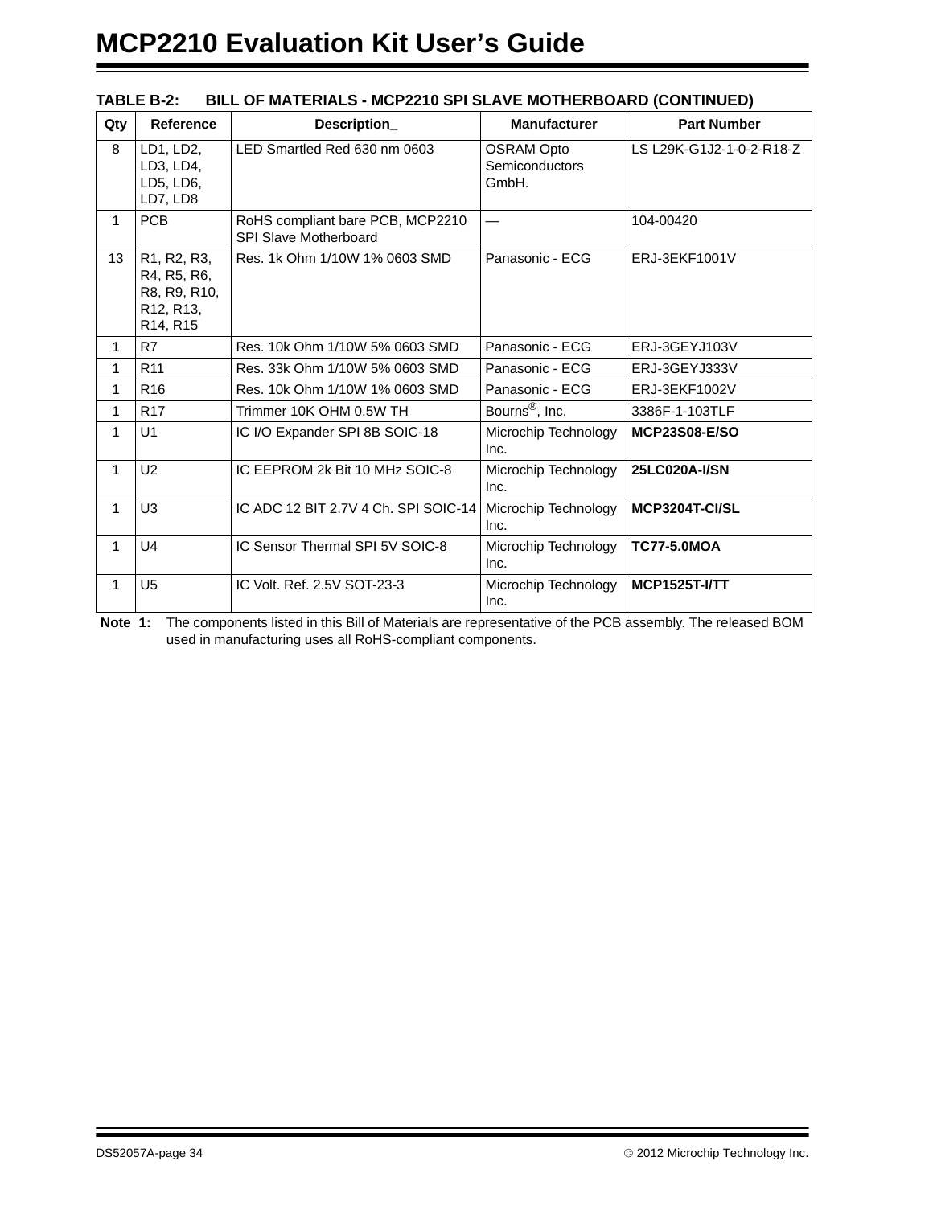**TABLE B-2: BILL OF MATERIALS - MCP2210 SPI SLAVE MOTHERBOARD (CONTINUED)**

| Qty | Reference | Description_ | Manufacturer | Part Number |
|---|---|---|---|---|
| 8 | LD1, LD2, LD3, LD4, LD5, LD6, LD7, LD8 | LED Smartled Red 630 nm 0603 | OSRAM Opto Semiconductors GmbH. | LS L29K-G1J2-1-0-2-R18-Z |
| 1 | PCB | RoHS compliant bare PCB, MCP2210 SPI Slave Motherboard | — | 104-00420 |
| 13 | R1, R2, R3, R4, R5, R6, R8, R9, R10, R12, R13, R14, R15 | Res. 1k Ohm 1/10W 1% 0603 SMD | Panasonic - ECG | ERJ-3EKF1001V |
| 1 | R7 | Res. 10k Ohm 1/10W 5% 0603 SMD | Panasonic - ECG | ERJ-3GEYJ103V |
| 1 | R11 | Res. 33k Ohm 1/10W 5% 0603 SMD | Panasonic - ECG | ERJ-3GEYJ333V |
| 1 | R16 | Res. 10k Ohm 1/10W 1% 0603 SMD | Panasonic - ECG | ERJ-3EKF1002V |
| 1 | R17 | Trimmer 10K OHM 0.5W TH | Bourns®, Inc. | 3386F-1-103TLF |
| 1 | U1 | IC I/O Expander SPI 8B SOIC-18 | Microchip Technology Inc. | **MCP23S08-E/SO** |
| 1 | U2 | IC EEPROM 2k Bit 10 MHz SOIC-8 | Microchip Technology Inc. | **25LC020A-I/SN** |
| 1 | U3 | IC ADC 12 BIT 2.7V 4 Ch. SPI SOIC-14 | Microchip Technology Inc. | **MCP3204T-CI/SL** |
| 1 | U4 | IC Sensor Thermal SPI 5V SOIC-8 | Microchip Technology Inc. | **TC77-5.0MOA** |
| 1 | U5 | IC Volt. Ref. 2.5V SOT-23-3 | Microchip Technology Inc. | **MCP1525T-I/TT** |

**Note 1:** The components listed in this Bill of Materials are representative of the PCB assembly. The released BOM used in manufacturing uses all RoHS-compliant components.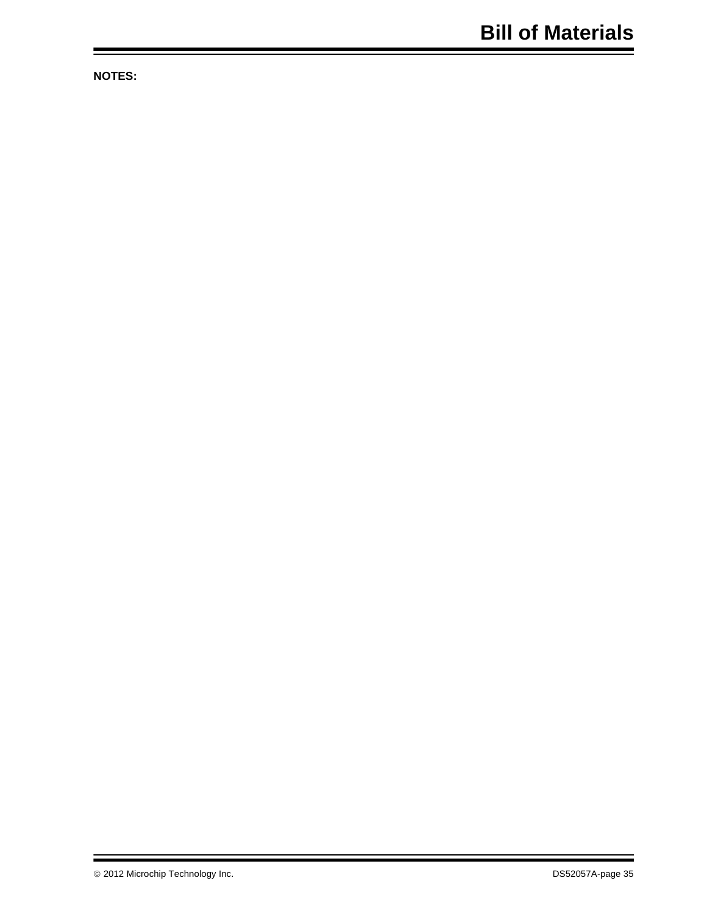**NOTES:**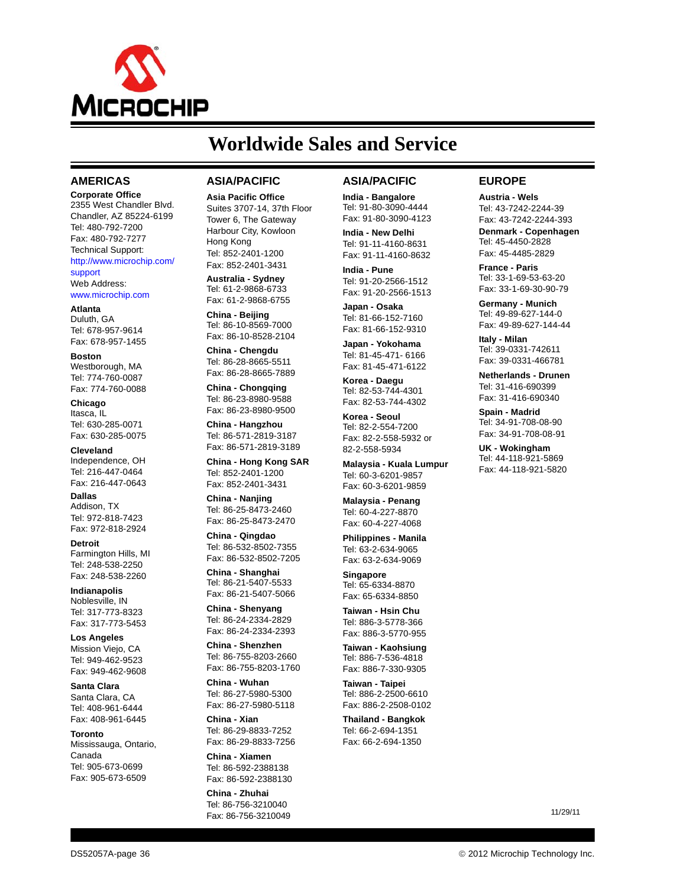# Worldwide Sales and Service

## AMERICAS

**Corporate Office**
2355 West Chandler Blvd.
Chandler, AZ 85224-6199
Tel: 480-792-7200
Fax: 480-792-7277
Technical Support:
http://www.microchip.com/support
Web Address:
www.microchip.com

**Atlanta**
Duluth, GA
Tel: 678-957-9614
Fax: 678-957-1455

**Boston**
Westborough, MA
Tel: 774-760-0087
Fax: 774-760-0088

**Chicago**
Itasca, IL
Tel: 630-285-0071
Fax: 630-285-0075

**Cleveland**
Independence, OH
Tel: 216-447-0464
Fax: 216-447-0643

**Dallas**
Addison, TX
Tel: 972-818-7423
Fax: 972-818-2924

**Detroit**
Farmington Hills, MI
Tel: 248-538-2250
Fax: 248-538-2260

**Indianapolis**
Noblesville, IN
Tel: 317-773-8323
Fax: 317-773-5453

**Los Angeles**
Mission Viejo, CA
Tel: 949-462-9523
Fax: 949-462-9608

**Santa Clara**
Santa Clara, CA
Tel: 408-961-6444
Fax: 408-961-6445

**Toronto**
Mississauga, Ontario, Canada
Tel: 905-673-0699
Fax: 905-673-6509

## ASIA/PACIFIC

**Asia Pacific Office**
Suites 3707-14, 37th Floor
Tower 6, The Gateway
Harbour City, Kowloon
Hong Kong
Tel: 852-2401-1200
Fax: 852-2401-3431

**Australia - Sydney**
Tel: 61-2-9868-6733
Fax: 61-2-9868-6755

**China - Beijing**
Tel: 86-10-8569-7000
Fax: 86-10-8528-2104

**China - Chengdu**
Tel: 86-28-8665-5511
Fax: 86-28-8665-7889

**China - Chongqing**
Tel: 86-23-8980-9588
Fax: 86-23-8980-9500

**China - Hangzhou**
Tel: 86-571-2819-3187
Fax: 86-571-2819-3189

**China - Hong Kong SAR**
Tel: 852-2401-1200
Fax: 852-2401-3431

**China - Nanjing**
Tel: 86-25-8473-2460
Fax: 86-25-8473-2470

**China - Qingdao**
Tel: 86-532-8502-7355
Fax: 86-532-8502-7205

**China - Shanghai**
Tel: 86-21-5407-5533
Fax: 86-21-5407-5066

**China - Shenyang**
Tel: 86-24-2334-2829
Fax: 86-24-2334-2393

**China - Shenzhen**
Tel: 86-755-8203-2660
Fax: 86-755-8203-1760

**China - Wuhan**
Tel: 86-27-5980-5300
Fax: 86-27-5980-5118

**China - Xian**
Tel: 86-29-8833-7252
Fax: 86-29-8833-7256

**China - Xiamen**
Tel: 86-592-2388138
Fax: 86-592-2388130

**China - Zhuhai**
Tel: 86-756-3210040
Fax: 86-756-3210049

## ASIA/PACIFIC

**India - Bangalore**
Tel: 91-80-3090-4444
Fax: 91-80-3090-4123

**India - New Delhi**
Tel: 91-11-4160-8631
Fax: 91-11-4160-8632

**India - Pune**
Tel: 91-20-2566-1512
Fax: 91-20-2566-1513

**Japan - Osaka**
Tel: 81-66-152-7160
Fax: 81-66-152-9310

**Japan - Yokohama**
Tel: 81-45-471- 6166
Fax: 81-45-471-6122

**Korea - Daegu**
Tel: 82-53-744-4301
Fax: 82-53-744-4302

**Korea - Seoul**
Tel: 82-2-554-7200
Fax: 82-2-558-5932 or 82-2-558-5934

**Malaysia - Kuala Lumpur**
Tel: 60-3-6201-9857
Fax: 60-3-6201-9859

**Malaysia - Penang**
Tel: 60-4-227-8870
Fax: 60-4-227-4068

**Philippines - Manila**
Tel: 63-2-634-9065
Fax: 63-2-634-9069

**Singapore**
Tel: 65-6334-8870
Fax: 65-6334-8850

**Taiwan - Hsin Chu**
Tel: 886-3-5778-366
Fax: 886-3-5770-955

**Taiwan - Kaohsiung**
Tel: 886-7-536-4818
Fax: 886-7-330-9305

**Taiwan - Taipei**
Tel: 886-2-2500-6610
Fax: 886-2-2508-0102

**Thailand - Bangkok**
Tel: 66-2-694-1351
Fax: 66-2-694-1350

## EUROPE

**Austria - Wels**
Tel: 43-7242-2244-39
Fax: 43-7242-2244-393

**Denmark - Copenhagen**
Tel: 45-4450-2828
Fax: 45-4485-2829

**France - Paris**
Tel: 33-1-69-53-63-20
Fax: 33-1-69-30-90-79

**Germany - Munich**
Tel: 49-89-627-144-0
Fax: 49-89-627-144-44

**Italy - Milan**
Tel: 39-0331-742611
Fax: 39-0331-466781

**Netherlands - Drunen**
Tel: 31-416-690399
Fax: 31-416-690340

**Spain - Madrid**
Tel: 34-91-708-08-90
Fax: 34-91-708-08-91

**UK - Wokingham**
Tel: 44-118-921-5869
Fax: 44-118-921-5820

11/29/11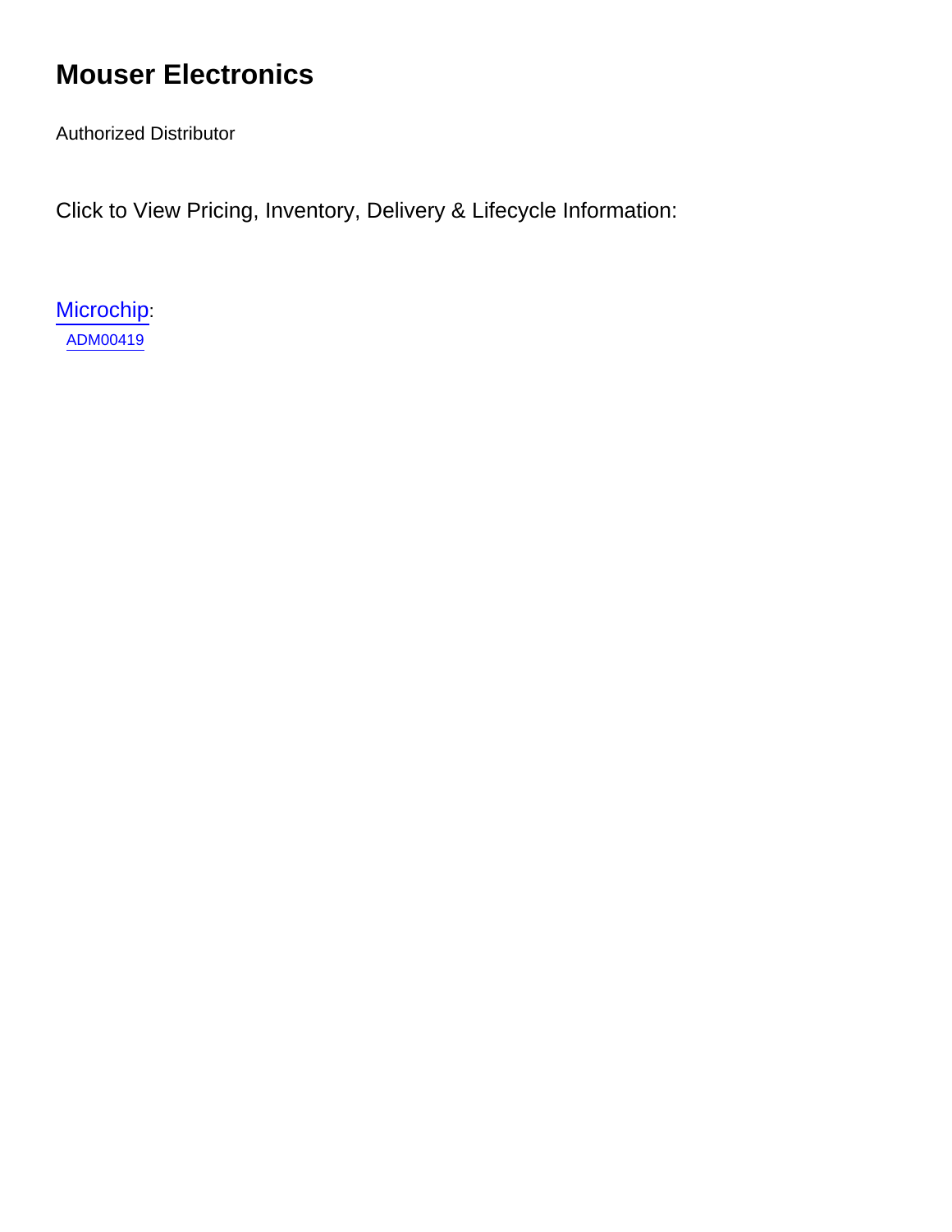# Mouser Electronics

Authorized Distributor

Click to View Pricing, Inventory, Delivery & Lifecycle Information:

Microchip:
ADM00419